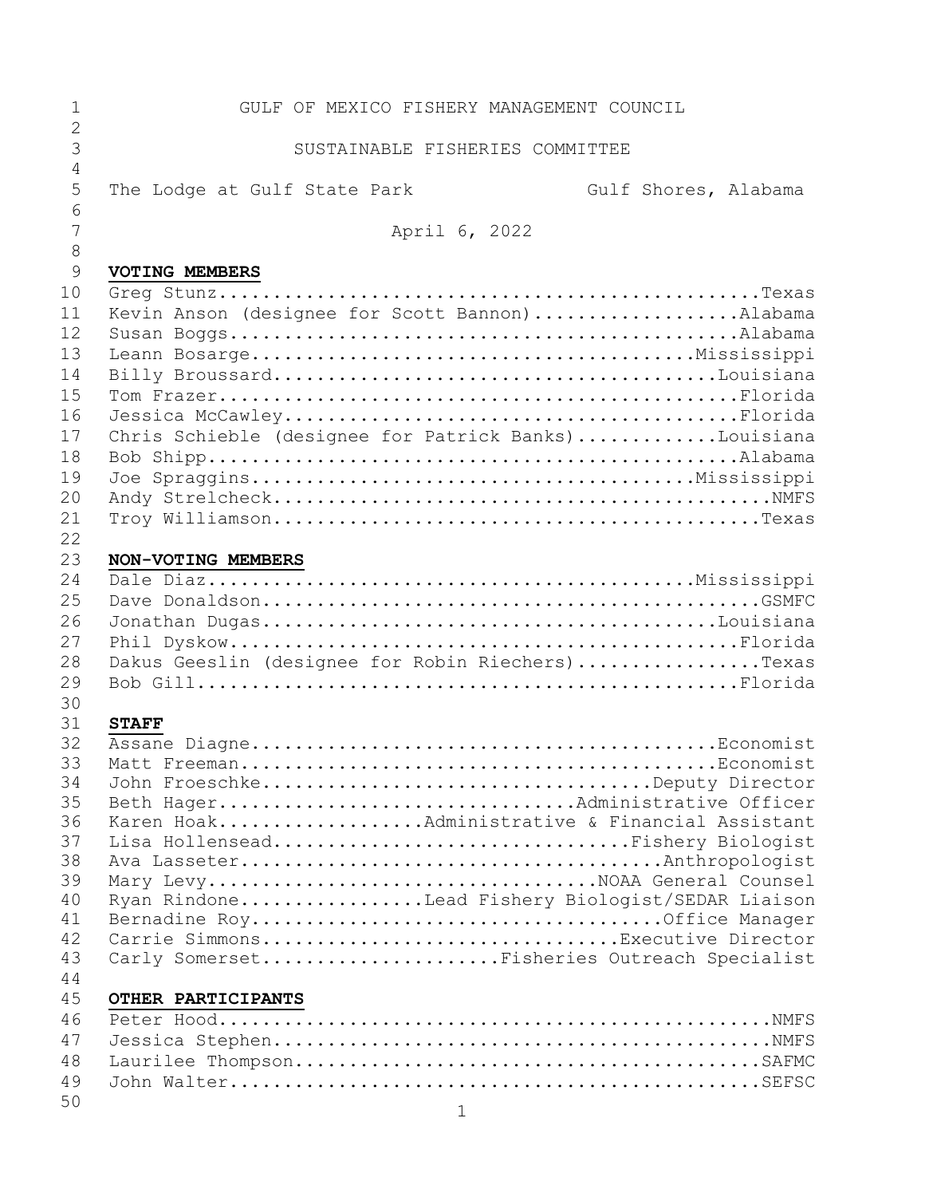# GULF OF MEXICO FISHERY MANAGEMENT COUNCIL

## SUSTAINABLE FISHERIES COMMITTEE

The Lodge at Gulf State Park Gulf Shores, Alabama

April 6, 2022

**VOTING MEMBERS**

Greg Stunz...................................................Texas
Kevin Anson (designee for Scott Bannon)...................Alabama
Susan Boggs.................................................Alabama
Leann Bosarge...........................................Mississippi
Billy Broussard...........................................Louisiana
Tom Frazer..................................................Florida
Jessica McCawley............................................Florida
Chris Schieble (designee for Patrick Banks)...............Louisiana
Bob Shipp...................................................Alabama
Joe Spraggins...........................................Mississippi
Andy Strelcheck...............................................NMFS
Troy Williamson...............................................Texas

**NON-VOTING MEMBERS**

Dale Diaz...............................................Mississippi
Dave Donaldson...............................................GSMFC
Jonathan Dugas............................................Louisiana
Phil Dyskow.................................................Florida
Dakus Geeslin (designee for Robin Riechers).................Texas
Bob Gill....................................................Florida

**STAFF**

Assane Diagne.............................................Economist
Matt Freeman..............................................Economist
John Froeschke.......................................Deputy Director
Beth Hager..................................Administrative Officer
Karen Hoak...................Administrative & Financial Assistant
Lisa Hollensead.....................................Fishery Biologist
Ava Lasseter.........................................Anthropologist
Mary Levy....................................NOAA General Counsel
Ryan Rindone.................Lead Fishery Biologist/SEDAR Liaison
Bernadine Roy........................................Office Manager
Carrie Simmons..................................Executive Director
Carly Somerset.......................Fisheries Outreach Specialist

**OTHER PARTICIPANTS**

Peter Hood....................................................NMFS
Jessica Stephen...............................................NMFS
Laurilee Thompson............................................SAFMC
John Walter..................................................SEFSC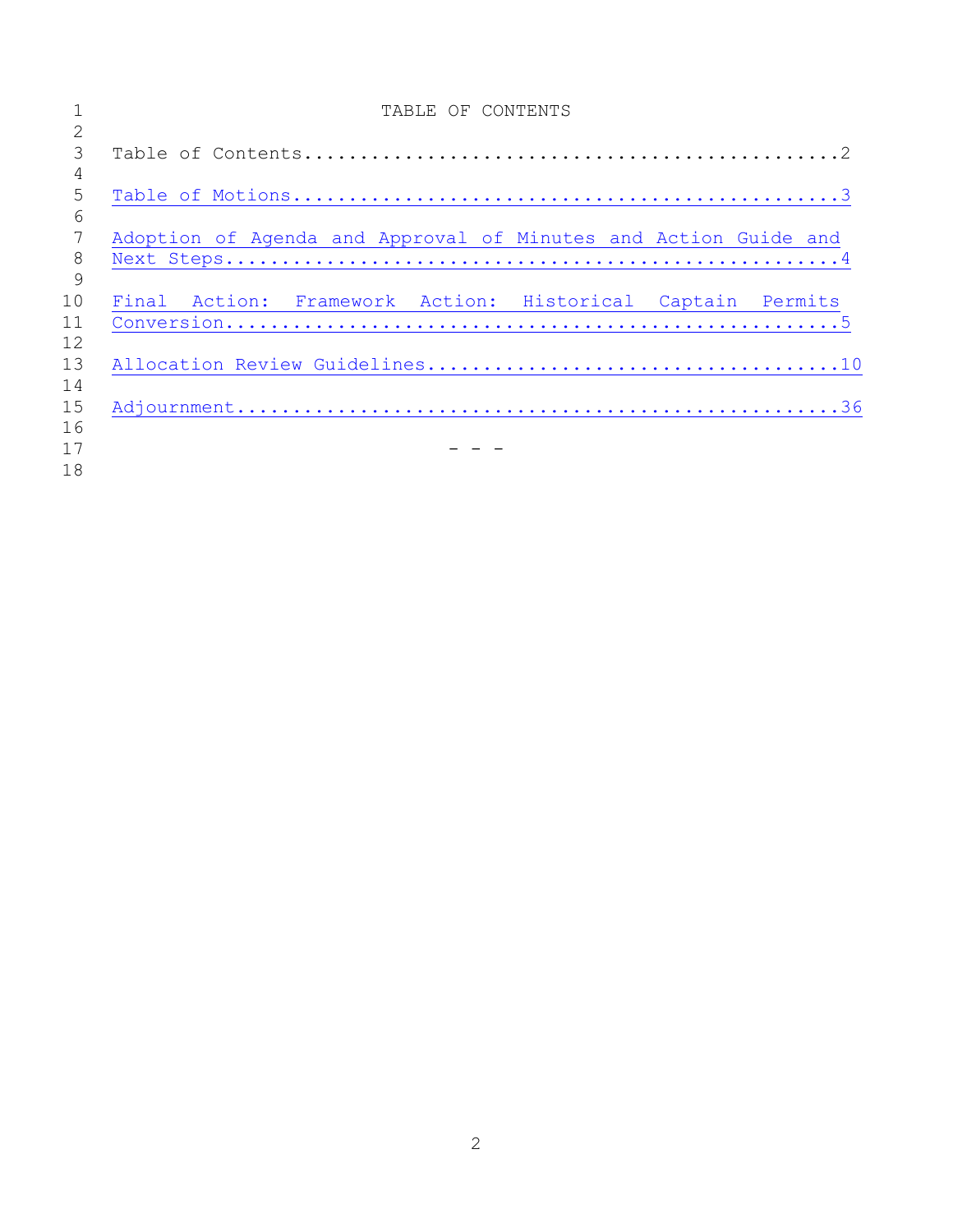# TABLE OF CONTENTS

Table of Contents....................................................2

Table of Motions.....................................................3

Adoption of Agenda and Approval of Minutes and Action Guide and Next Steps...........................................................4

Final Action: Framework Action: Historical Captain Permits Conversion...........................................................5

Allocation Review Guidelines........................................10

Adjournment.........................................................36

\- - -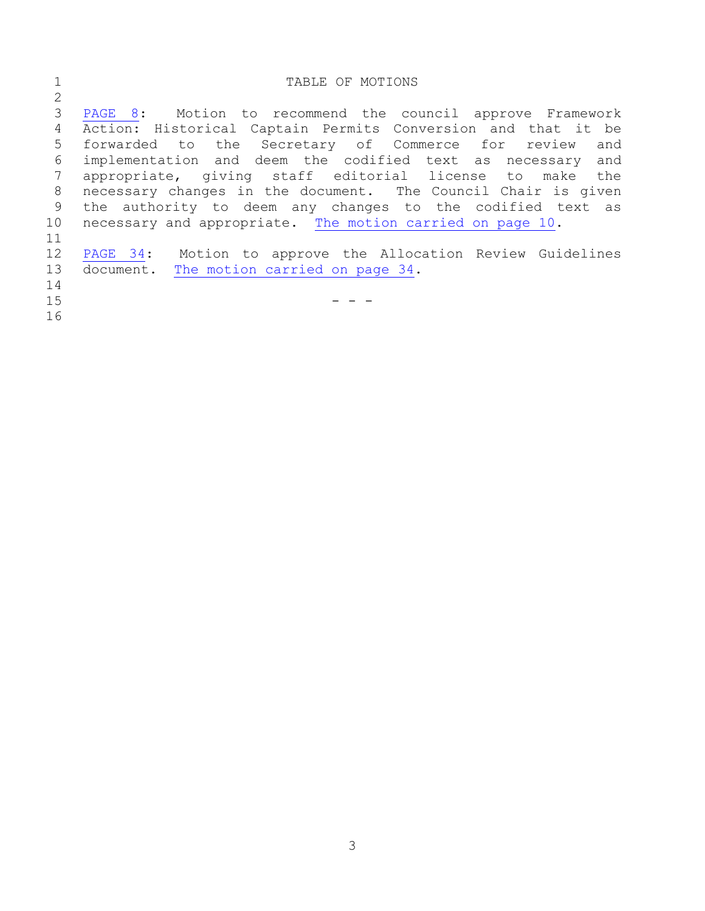# TABLE OF MOTIONS

PAGE 8: Motion to recommend the council approve Framework Action: Historical Captain Permits Conversion and that it be forwarded to the Secretary of Commerce for review and implementation and deem the codified text as necessary and appropriate, giving staff editorial license to make the necessary changes in the document. The Council Chair is given the authority to deem any changes to the codified text as necessary and appropriate. The motion carried on page 10.

PAGE 34: Motion to approve the Allocation Review Guidelines document. The motion carried on page 34.

- - -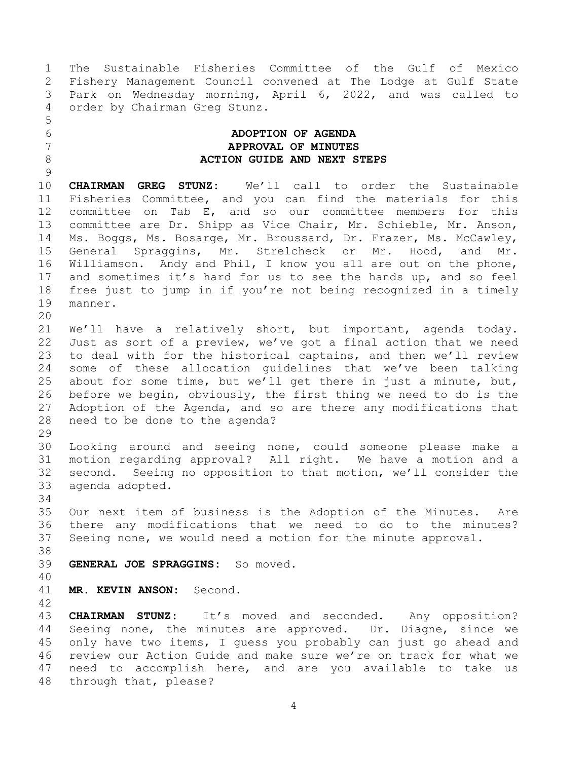The Sustainable Fisheries Committee of the Gulf of Mexico Fishery Management Council convened at The Lodge at Gulf State Park on Wednesday morning, April 6, 2022, and was called to order by Chairman Greg Stunz.

## ADOPTION OF AGENDA
## APPROVAL OF MINUTES
## ACTION GUIDE AND NEXT STEPS

**CHAIRMAN GREG STUNZ:** We'll call to order the Sustainable Fisheries Committee, and you can find the materials for this committee on Tab E, and so our committee members for this committee are Dr. Shipp as Vice Chair, Mr. Schieble, Mr. Anson, Ms. Boggs, Ms. Bosarge, Mr. Broussard, Dr. Frazer, Ms. McCawley, General Spraggins, Mr. Strelcheck or Mr. Hood, and Mr. Williamson. Andy and Phil, I know you all are out on the phone, and sometimes it's hard for us to see the hands up, and so feel free just to jump in if you're not being recognized in a timely manner.

We'll have a relatively short, but important, agenda today. Just as sort of a preview, we've got a final action that we need to deal with for the historical captains, and then we'll review some of these allocation guidelines that we've been talking about for some time, but we'll get there in just a minute, but, before we begin, obviously, the first thing we need to do is the Adoption of the Agenda, and so are there any modifications that need to be done to the agenda?

Looking around and seeing none, could someone please make a motion regarding approval? All right. We have a motion and a second. Seeing no opposition to that motion, we'll consider the agenda adopted.

Our next item of business is the Adoption of the Minutes. Are there any modifications that we need to do to the minutes? Seeing none, we would need a motion for the minute approval.

**GENERAL JOE SPRAGGINS:** So moved.

**MR. KEVIN ANSON:** Second.

**CHAIRMAN STUNZ:** It's moved and seconded. Any opposition? Seeing none, the minutes are approved. Dr. Diagne, since we only have two items, I guess you probably can just go ahead and review our Action Guide and make sure we're on track for what we need to accomplish here, and are you available to take us through that, please?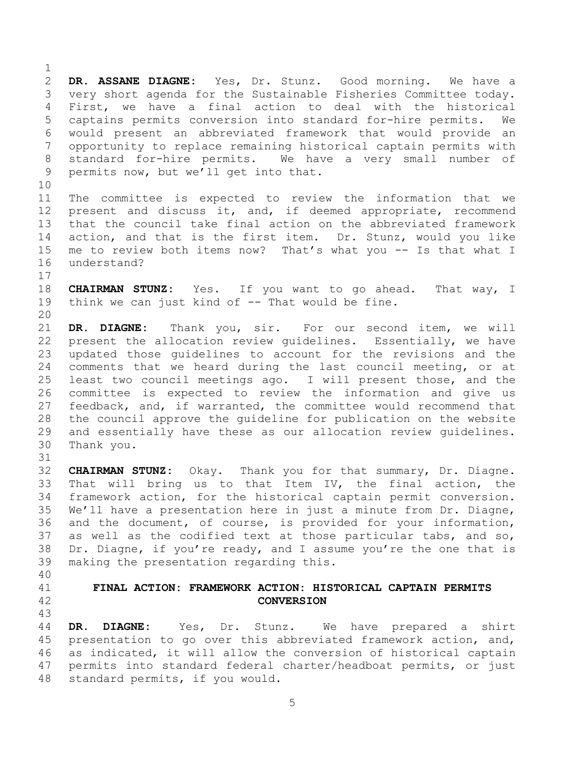**DR. ASSANE DIAGNE:** Yes, Dr. Stunz. Good morning. We have a very short agenda for the Sustainable Fisheries Committee today. First, we have a final action to deal with the historical captains permits conversion into standard for-hire permits. We would present an abbreviated framework that would provide an opportunity to replace remaining historical captain permits with standard for-hire permits. We have a very small number of permits now, but we'll get into that.

The committee is expected to review the information that we present and discuss it, and, if deemed appropriate, recommend that the council take final action on the abbreviated framework action, and that is the first item. Dr. Stunz, would you like me to review both items now? That's what you -- Is that what I understand?

**CHAIRMAN STUNZ:** Yes. If you want to go ahead. That way, I think we can just kind of -- That would be fine.

**DR. DIAGNE:** Thank you, sir. For our second item, we will present the allocation review guidelines. Essentially, we have updated those guidelines to account for the revisions and the comments that we heard during the last council meeting, or at least two council meetings ago. I will present those, and the committee is expected to review the information and give us feedback, and, if warranted, the committee would recommend that the council approve the guideline for publication on the website and essentially have these as our allocation review guidelines. Thank you.

**CHAIRMAN STUNZ:** Okay. Thank you for that summary, Dr. Diagne. That will bring us to that Item IV, the final action, the framework action, for the historical captain permit conversion. We'll have a presentation here in just a minute from Dr. Diagne, and the document, of course, is provided for your information, as well as the codified text at those particular tabs, and so, Dr. Diagne, if you're ready, and I assume you're the one that is making the presentation regarding this.

## FINAL ACTION: FRAMEWORK ACTION: HISTORICAL CAPTAIN PERMITS CONVERSION

**DR. DIAGNE:** Yes, Dr. Stunz. We have prepared a shirt presentation to go over this abbreviated framework action, and, as indicated, it will allow the conversion of historical captain permits into standard federal charter/headboat permits, or just standard permits, if you would.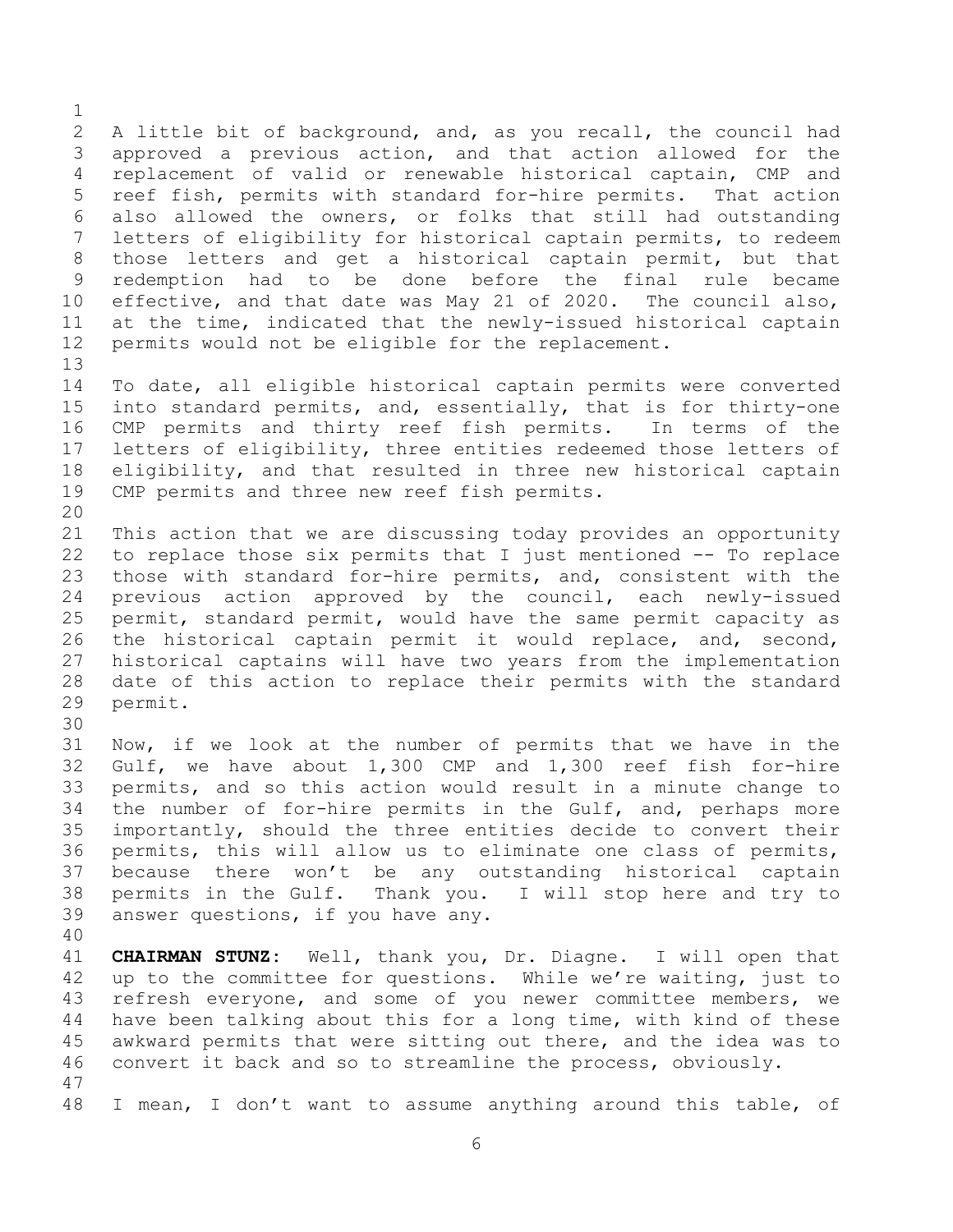A little bit of background, and, as you recall, the council had approved a previous action, and that action allowed for the replacement of valid or renewable historical captain, CMP and reef fish, permits with standard for-hire permits. That action also allowed the owners, or folks that still had outstanding letters of eligibility for historical captain permits, to redeem those letters and get a historical captain permit, but that redemption had to be done before the final rule became effective, and that date was May 21 of 2020. The council also, at the time, indicated that the newly-issued historical captain permits would not be eligible for the replacement.

To date, all eligible historical captain permits were converted into standard permits, and, essentially, that is for thirty-one CMP permits and thirty reef fish permits. In terms of the letters of eligibility, three entities redeemed those letters of eligibility, and that resulted in three new historical captain CMP permits and three new reef fish permits.

This action that we are discussing today provides an opportunity to replace those six permits that I just mentioned -- To replace those with standard for-hire permits, and, consistent with the previous action approved by the council, each newly-issued permit, standard permit, would have the same permit capacity as the historical captain permit it would replace, and, second, historical captains will have two years from the implementation date of this action to replace their permits with the standard permit.

Now, if we look at the number of permits that we have in the Gulf, we have about 1,300 CMP and 1,300 reef fish for-hire permits, and so this action would result in a minute change to the number of for-hire permits in the Gulf, and, perhaps more importantly, should the three entities decide to convert their permits, this will allow us to eliminate one class of permits, because there won't be any outstanding historical captain permits in the Gulf. Thank you. I will stop here and try to answer questions, if you have any.

**CHAIRMAN STUNZ:** Well, thank you, Dr. Diagne. I will open that up to the committee for questions. While we're waiting, just to refresh everyone, and some of you newer committee members, we have been talking about this for a long time, with kind of these awkward permits that were sitting out there, and the idea was to convert it back and so to streamline the process, obviously.

I mean, I don't want to assume anything around this table, of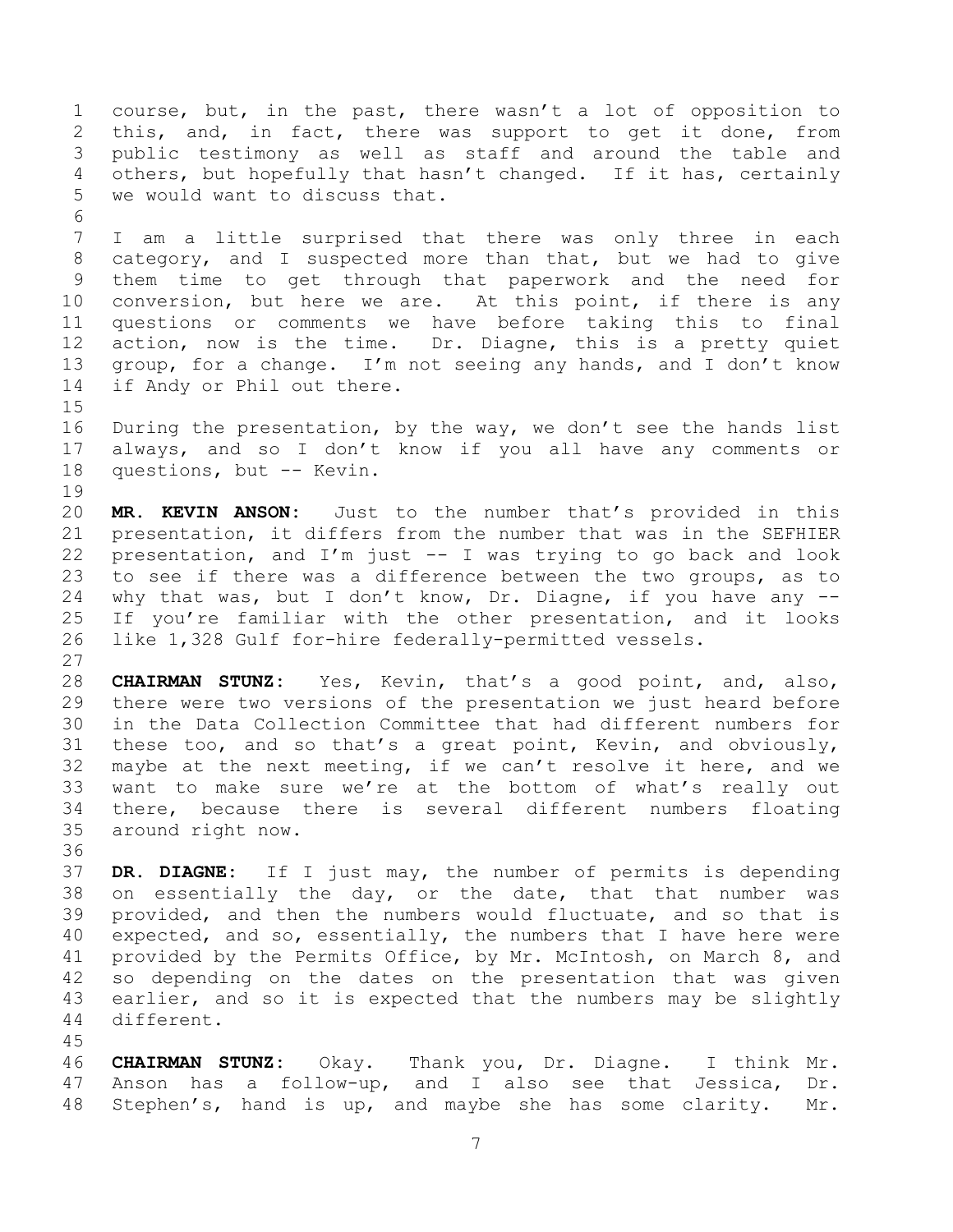course, but, in the past, there wasn't a lot of opposition to this, and, in fact, there was support to get it done, from public testimony as well as staff and around the table and others, but hopefully that hasn't changed. If it has, certainly we would want to discuss that.

I am a little surprised that there was only three in each category, and I suspected more than that, but we had to give them time to get through that paperwork and the need for conversion, but here we are. At this point, if there is any questions or comments we have before taking this to final action, now is the time. Dr. Diagne, this is a pretty quiet group, for a change. I'm not seeing any hands, and I don't know if Andy or Phil out there.

During the presentation, by the way, we don't see the hands list always, and so I don't know if you all have any comments or questions, but -- Kevin.

**MR. KEVIN ANSON:** Just to the number that's provided in this presentation, it differs from the number that was in the SEFHIER presentation, and I'm just -- I was trying to go back and look to see if there was a difference between the two groups, as to why that was, but I don't know, Dr. Diagne, if you have any -- If you're familiar with the other presentation, and it looks like 1,328 Gulf for-hire federally-permitted vessels.

**CHAIRMAN STUNZ:** Yes, Kevin, that's a good point, and, also, there were two versions of the presentation we just heard before in the Data Collection Committee that had different numbers for these too, and so that's a great point, Kevin, and obviously, maybe at the next meeting, if we can't resolve it here, and we want to make sure we're at the bottom of what's really out there, because there is several different numbers floating around right now.

**DR. DIAGNE:** If I just may, the number of permits is depending on essentially the day, or the date, that that number was provided, and then the numbers would fluctuate, and so that is expected, and so, essentially, the numbers that I have here were provided by the Permits Office, by Mr. McIntosh, on March 8, and so depending on the dates on the presentation that was given earlier, and so it is expected that the numbers may be slightly different.

**CHAIRMAN STUNZ:** Okay. Thank you, Dr. Diagne. I think Mr. Anson has a follow-up, and I also see that Jessica, Dr. Stephen's, hand is up, and maybe she has some clarity. Mr.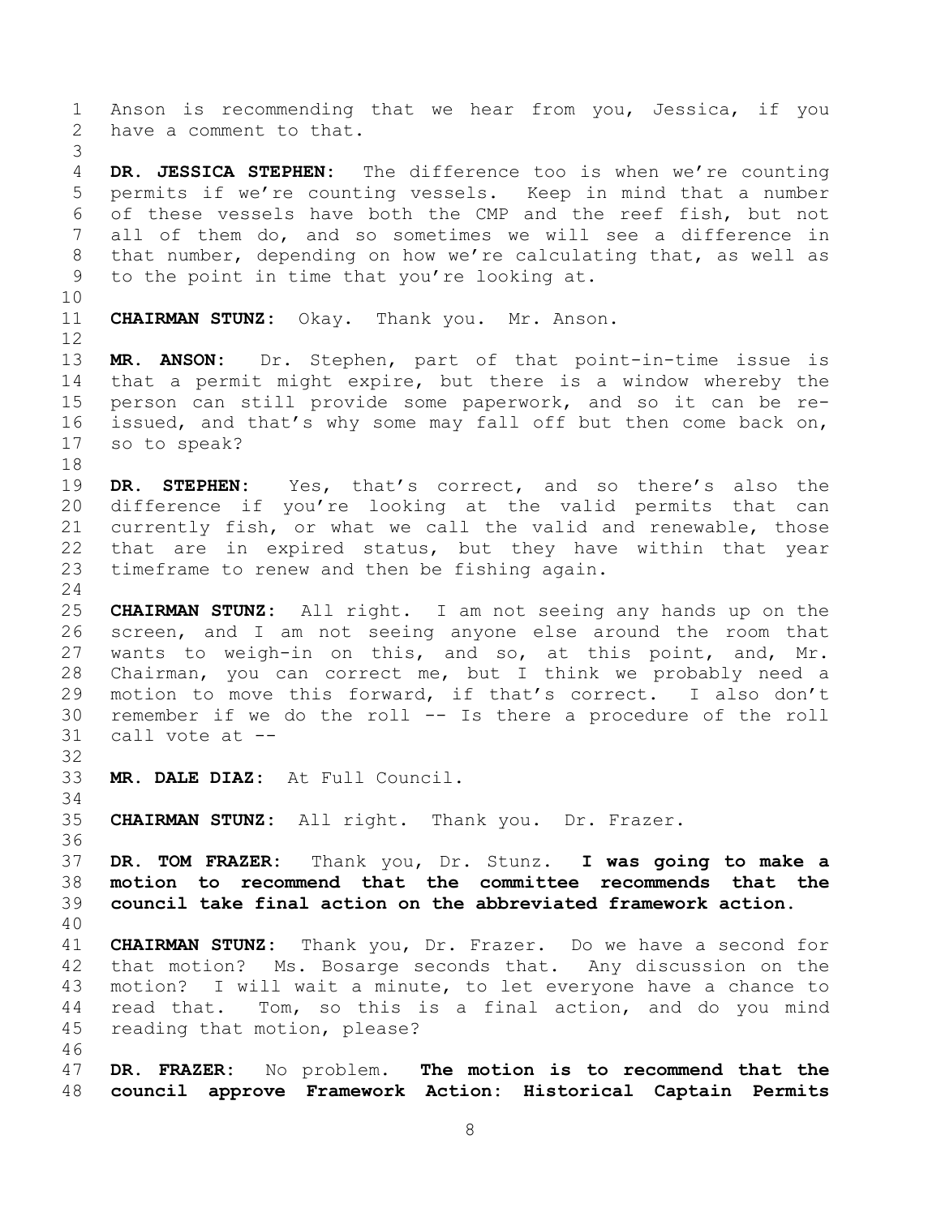Anson is recommending that we hear from you, Jessica, if you have a comment to that.

**DR. JESSICA STEPHEN:** The difference too is when we're counting permits if we're counting vessels. Keep in mind that a number of these vessels have both the CMP and the reef fish, but not all of them do, and so sometimes we will see a difference in that number, depending on how we're calculating that, as well as to the point in time that you're looking at.

**CHAIRMAN STUNZ:** Okay. Thank you. Mr. Anson.

**MR. ANSON:** Dr. Stephen, part of that point-in-time issue is that a permit might expire, but there is a window whereby the person can still provide some paperwork, and so it can be re-issued, and that's why some may fall off but then come back on, so to speak?

**DR. STEPHEN:** Yes, that's correct, and so there's also the difference if you're looking at the valid permits that can currently fish, or what we call the valid and renewable, those that are in expired status, but they have within that year timeframe to renew and then be fishing again.

**CHAIRMAN STUNZ:** All right. I am not seeing any hands up on the screen, and I am not seeing anyone else around the room that wants to weigh-in on this, and so, at this point, and, Mr. Chairman, you can correct me, but I think we probably need a motion to move this forward, if that's correct. I also don't remember if we do the roll -- Is there a procedure of the roll call vote at --

**MR. DALE DIAZ:** At Full Council.

**CHAIRMAN STUNZ:** All right. Thank you. Dr. Frazer.

**DR. TOM FRAZER:** Thank you, Dr. Stunz. **I was going to make a motion to recommend that the committee recommends that the council take final action on the abbreviated framework action.**

**CHAIRMAN STUNZ:** Thank you, Dr. Frazer. Do we have a second for that motion? Ms. Bosarge seconds that. Any discussion on the motion? I will wait a minute, to let everyone have a chance to read that. Tom, so this is a final action, and do you mind reading that motion, please?

**DR. FRAZER:** No problem. **The motion is to recommend that the council approve Framework Action: Historical Captain Permits**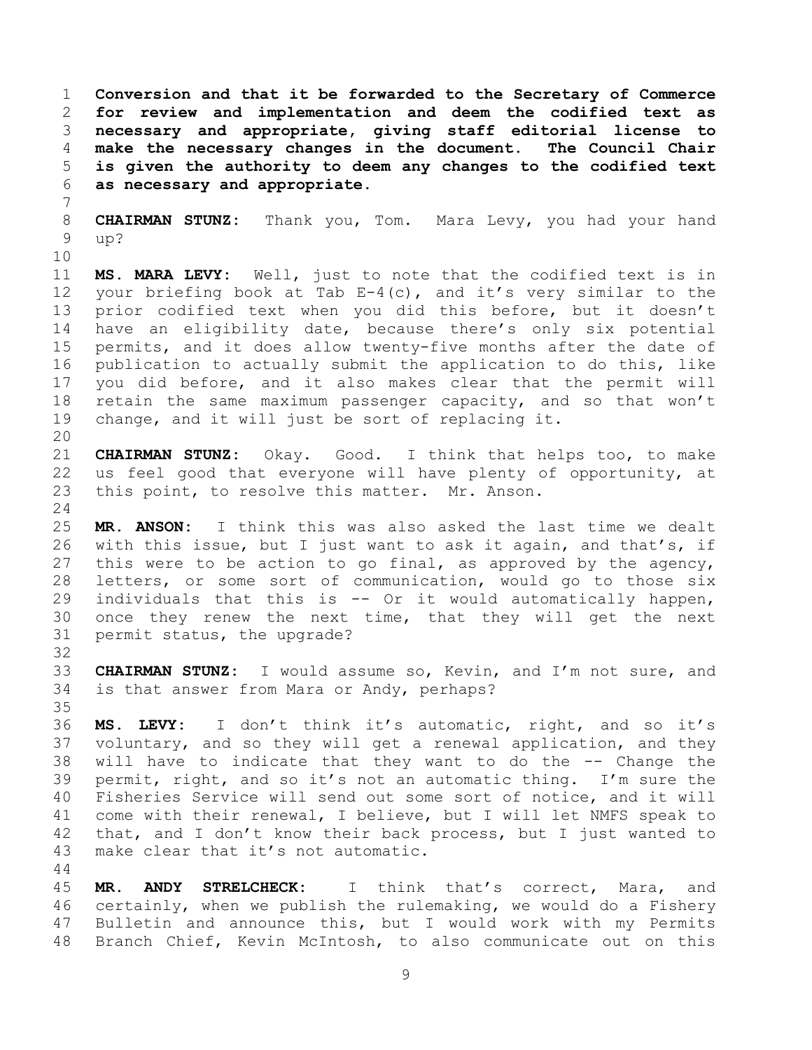**Conversion and that it be forwarded to the Secretary of Commerce for review and implementation and deem the codified text as necessary and appropriate, giving staff editorial license to make the necessary changes in the document. The Council Chair is given the authority to deem any changes to the codified text as necessary and appropriate.**

**CHAIRMAN STUNZ:** Thank you, Tom. Mara Levy, you had your hand up?

**MS. MARA LEVY:** Well, just to note that the codified text is in your briefing book at Tab E-4(c), and it's very similar to the prior codified text when you did this before, but it doesn't have an eligibility date, because there's only six potential permits, and it does allow twenty-five months after the date of publication to actually submit the application to do this, like you did before, and it also makes clear that the permit will retain the same maximum passenger capacity, and so that won't change, and it will just be sort of replacing it.

**CHAIRMAN STUNZ:** Okay. Good. I think that helps too, to make us feel good that everyone will have plenty of opportunity, at this point, to resolve this matter. Mr. Anson.

**MR. ANSON:** I think this was also asked the last time we dealt with this issue, but I just want to ask it again, and that's, if this were to be action to go final, as approved by the agency, letters, or some sort of communication, would go to those six individuals that this is -- Or it would automatically happen, once they renew the next time, that they will get the next permit status, the upgrade?

**CHAIRMAN STUNZ:** I would assume so, Kevin, and I'm not sure, and is that answer from Mara or Andy, perhaps?

**MS. LEVY:** I don't think it's automatic, right, and so it's voluntary, and so they will get a renewal application, and they will have to indicate that they want to do the -- Change the permit, right, and so it's not an automatic thing. I'm sure the Fisheries Service will send out some sort of notice, and it will come with their renewal, I believe, but I will let NMFS speak to that, and I don't know their back process, but I just wanted to make clear that it's not automatic.

**MR. ANDY STRELCHECK:** I think that's correct, Mara, and certainly, when we publish the rulemaking, we would do a Fishery Bulletin and announce this, but I would work with my Permits Branch Chief, Kevin McIntosh, to also communicate out on this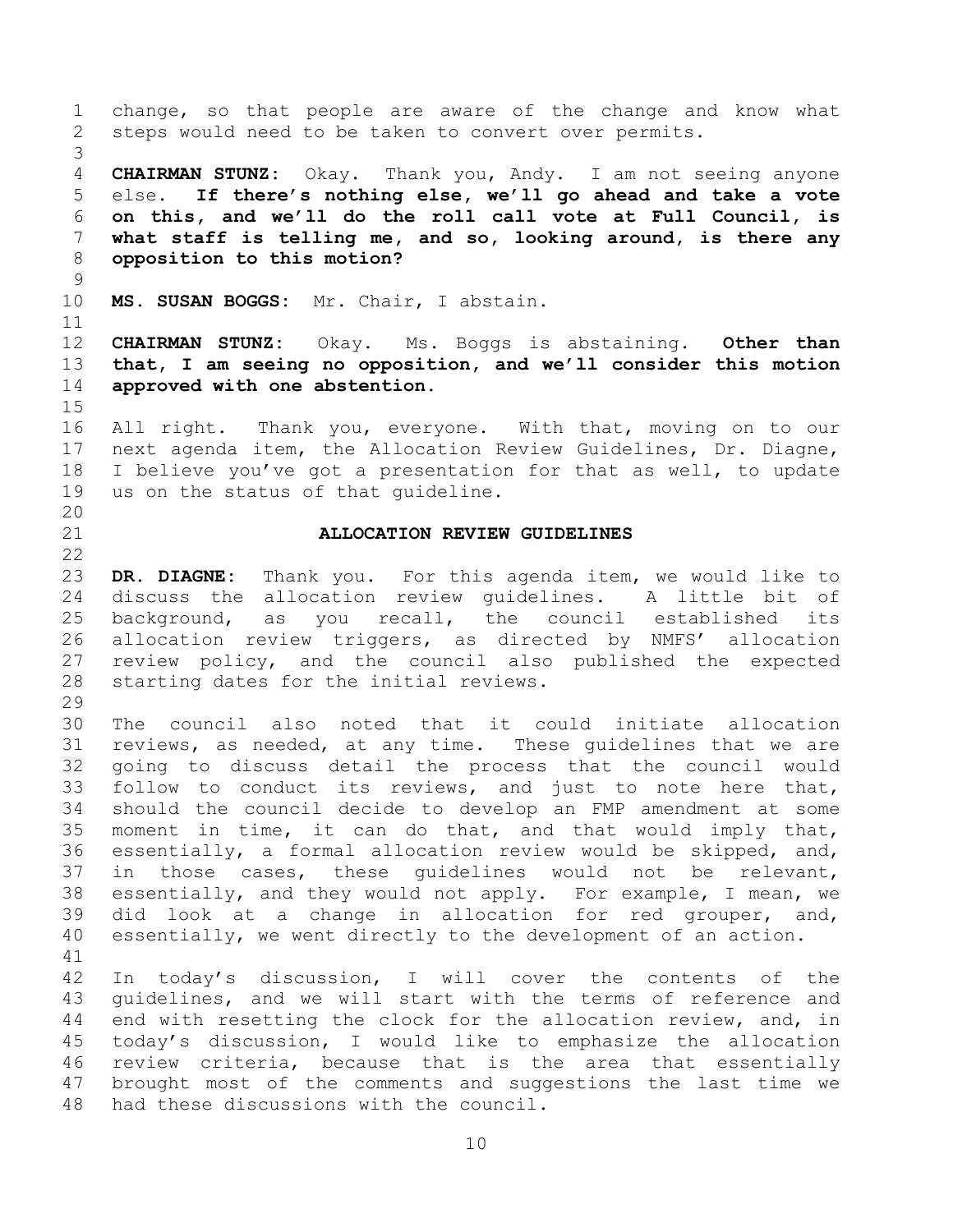change, so that people are aware of the change and know what steps would need to be taken to convert over permits.

**CHAIRMAN STUNZ:** Okay. Thank you, Andy. I am not seeing anyone else. **If there's nothing else, we'll go ahead and take a vote on this, and we'll do the roll call vote at Full Council, is what staff is telling me, and so, looking around, is there any opposition to this motion?**

**MS. SUSAN BOGGS:** Mr. Chair, I abstain.

**CHAIRMAN STUNZ:** Okay. Ms. Boggs is abstaining. **Other than that, I am seeing no opposition, and we'll consider this motion approved with one abstention.**

All right. Thank you, everyone. With that, moving on to our next agenda item, the Allocation Review Guidelines, Dr. Diagne, I believe you've got a presentation for that as well, to update us on the status of that guideline.

## ALLOCATION REVIEW GUIDELINES

**DR. DIAGNE:** Thank you. For this agenda item, we would like to discuss the allocation review guidelines. A little bit of background, as you recall, the council established its allocation review triggers, as directed by NMFS' allocation review policy, and the council also published the expected starting dates for the initial reviews.

The council also noted that it could initiate allocation reviews, as needed, at any time. These guidelines that we are going to discuss detail the process that the council would follow to conduct its reviews, and just to note here that, should the council decide to develop an FMP amendment at some moment in time, it can do that, and that would imply that, essentially, a formal allocation review would be skipped, and, in those cases, these guidelines would not be relevant, essentially, and they would not apply. For example, I mean, we did look at a change in allocation for red grouper, and, essentially, we went directly to the development of an action.

In today's discussion, I will cover the contents of the guidelines, and we will start with the terms of reference and end with resetting the clock for the allocation review, and, in today's discussion, I would like to emphasize the allocation review criteria, because that is the area that essentially brought most of the comments and suggestions the last time we had these discussions with the council.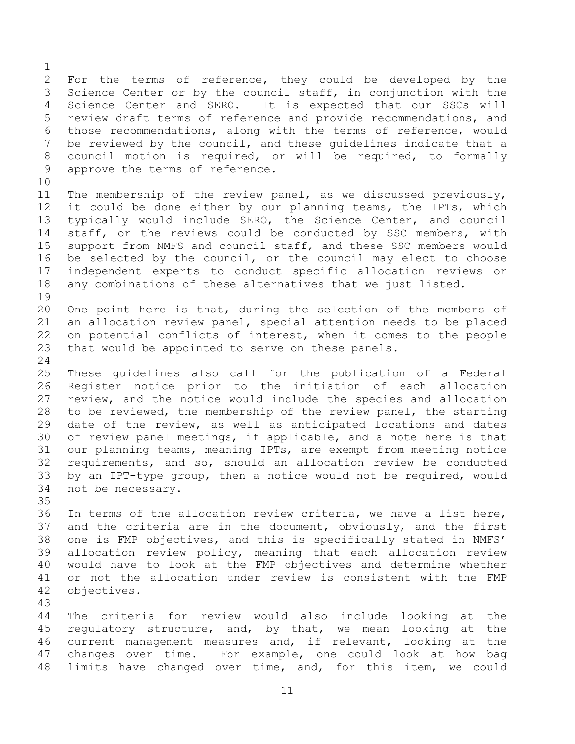For the terms of reference, they could be developed by the Science Center or by the council staff, in conjunction with the Science Center and SERO. It is expected that our SSCs will review draft terms of reference and provide recommendations, and those recommendations, along with the terms of reference, would be reviewed by the council, and these guidelines indicate that a council motion is required, or will be required, to formally approve the terms of reference.

The membership of the review panel, as we discussed previously, it could be done either by our planning teams, the IPTs, which typically would include SERO, the Science Center, and council staff, or the reviews could be conducted by SSC members, with support from NMFS and council staff, and these SSC members would be selected by the council, or the council may elect to choose independent experts to conduct specific allocation reviews or any combinations of these alternatives that we just listed.

One point here is that, during the selection of the members of an allocation review panel, special attention needs to be placed on potential conflicts of interest, when it comes to the people that would be appointed to serve on these panels.

These guidelines also call for the publication of a Federal Register notice prior to the initiation of each allocation review, and the notice would include the species and allocation to be reviewed, the membership of the review panel, the starting date of the review, as well as anticipated locations and dates of review panel meetings, if applicable, and a note here is that our planning teams, meaning IPTs, are exempt from meeting notice requirements, and so, should an allocation review be conducted by an IPT-type group, then a notice would not be required, would not be necessary.

In terms of the allocation review criteria, we have a list here, and the criteria are in the document, obviously, and the first one is FMP objectives, and this is specifically stated in NMFS' allocation review policy, meaning that each allocation review would have to look at the FMP objectives and determine whether or not the allocation under review is consistent with the FMP objectives.

The criteria for review would also include looking at the regulatory structure, and, by that, we mean looking at the current management measures and, if relevant, looking at the changes over time. For example, one could look at how bag limits have changed over time, and, for this item, we could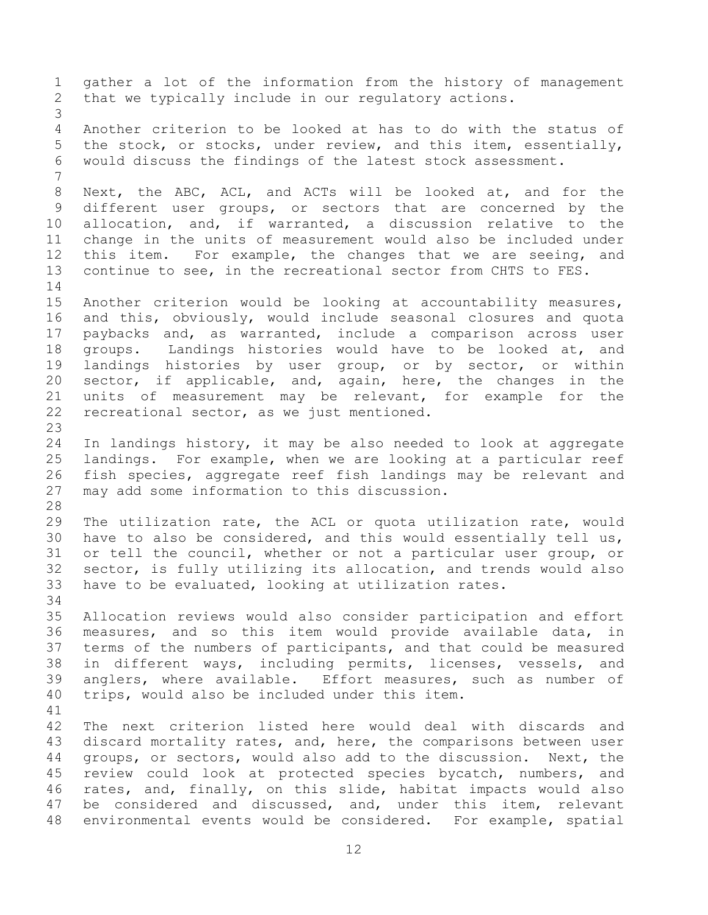gather a lot of the information from the history of management that we typically include in our regulatory actions.

Another criterion to be looked at has to do with the status of the stock, or stocks, under review, and this item, essentially, would discuss the findings of the latest stock assessment.

Next, the ABC, ACL, and ACTs will be looked at, and for the different user groups, or sectors that are concerned by the allocation, and, if warranted, a discussion relative to the change in the units of measurement would also be included under this item. For example, the changes that we are seeing, and continue to see, in the recreational sector from CHTS to FES.

Another criterion would be looking at accountability measures, and this, obviously, would include seasonal closures and quota paybacks and, as warranted, include a comparison across user groups. Landings histories would have to be looked at, and landings histories by user group, or by sector, or within sector, if applicable, and, again, here, the changes in the units of measurement may be relevant, for example for the recreational sector, as we just mentioned.

In landings history, it may be also needed to look at aggregate landings. For example, when we are looking at a particular reef fish species, aggregate reef fish landings may be relevant and may add some information to this discussion.

The utilization rate, the ACL or quota utilization rate, would have to also be considered, and this would essentially tell us, or tell the council, whether or not a particular user group, or sector, is fully utilizing its allocation, and trends would also have to be evaluated, looking at utilization rates.

Allocation reviews would also consider participation and effort measures, and so this item would provide available data, in terms of the numbers of participants, and that could be measured in different ways, including permits, licenses, vessels, and anglers, where available. Effort measures, such as number of trips, would also be included under this item.

The next criterion listed here would deal with discards and discard mortality rates, and, here, the comparisons between user groups, or sectors, would also add to the discussion. Next, the review could look at protected species bycatch, numbers, and rates, and, finally, on this slide, habitat impacts would also be considered and discussed, and, under this item, relevant environmental events would be considered. For example, spatial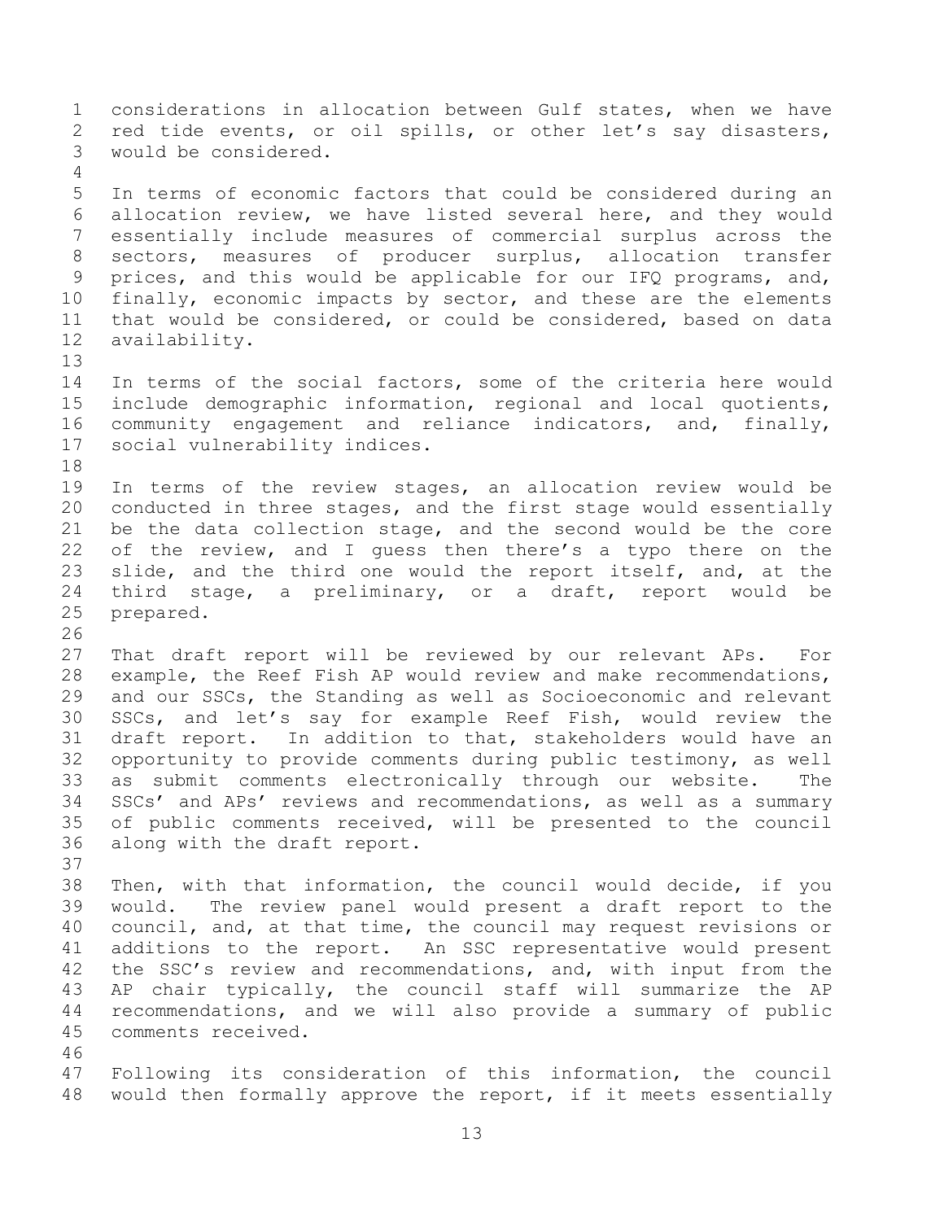considerations in allocation between Gulf states, when we have red tide events, or oil spills, or other let's say disasters, would be considered.

In terms of economic factors that could be considered during an allocation review, we have listed several here, and they would essentially include measures of commercial surplus across the sectors, measures of producer surplus, allocation transfer prices, and this would be applicable for our IFQ programs, and, finally, economic impacts by sector, and these are the elements that would be considered, or could be considered, based on data availability.

In terms of the social factors, some of the criteria here would include demographic information, regional and local quotients, community engagement and reliance indicators, and, finally, social vulnerability indices.

In terms of the review stages, an allocation review would be conducted in three stages, and the first stage would essentially be the data collection stage, and the second would be the core of the review, and I guess then there's a typo there on the slide, and the third one would the report itself, and, at the third stage, a preliminary, or a draft, report would be prepared.

That draft report will be reviewed by our relevant APs. For example, the Reef Fish AP would review and make recommendations, and our SSCs, the Standing as well as Socioeconomic and relevant SSCs, and let's say for example Reef Fish, would review the draft report. In addition to that, stakeholders would have an opportunity to provide comments during public testimony, as well as submit comments electronically through our website. The SSCs' and APs' reviews and recommendations, as well as a summary of public comments received, will be presented to the council along with the draft report.

Then, with that information, the council would decide, if you would. The review panel would present a draft report to the council, and, at that time, the council may request revisions or additions to the report. An SSC representative would present the SSC's review and recommendations, and, with input from the AP chair typically, the council staff will summarize the AP recommendations, and we will also provide a summary of public comments received.

Following its consideration of this information, the council would then formally approve the report, if it meets essentially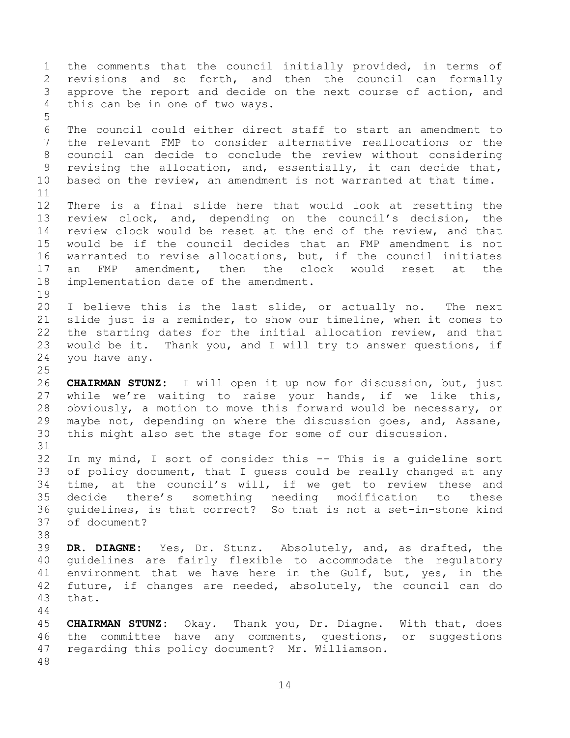the comments that the council initially provided, in terms of revisions and so forth, and then the council can formally approve the report and decide on the next course of action, and this can be in one of two ways.

The council could either direct staff to start an amendment to the relevant FMP to consider alternative reallocations or the council can decide to conclude the review without considering revising the allocation, and, essentially, it can decide that, based on the review, an amendment is not warranted at that time.

There is a final slide here that would look at resetting the review clock, and, depending on the council's decision, the review clock would be reset at the end of the review, and that would be if the council decides that an FMP amendment is not warranted to revise allocations, but, if the council initiates an FMP amendment, then the clock would reset at the implementation date of the amendment.

I believe this is the last slide, or actually no. The next slide just is a reminder, to show our timeline, when it comes to the starting dates for the initial allocation review, and that would be it. Thank you, and I will try to answer questions, if you have any.

**CHAIRMAN STUNZ:** I will open it up now for discussion, but, just while we're waiting to raise your hands, if we like this, obviously, a motion to move this forward would be necessary, or maybe not, depending on where the discussion goes, and, Assane, this might also set the stage for some of our discussion.

In my mind, I sort of consider this -- This is a guideline sort of policy document, that I guess could be really changed at any time, at the council's will, if we get to review these and decide there's something needing modification to these guidelines, is that correct? So that is not a set-in-stone kind of document?

**DR. DIAGNE:** Yes, Dr. Stunz. Absolutely, and, as drafted, the guidelines are fairly flexible to accommodate the regulatory environment that we have here in the Gulf, but, yes, in the future, if changes are needed, absolutely, the council can do that.

**CHAIRMAN STUNZ:** Okay. Thank you, Dr. Diagne. With that, does the committee have any comments, questions, or suggestions regarding this policy document? Mr. Williamson.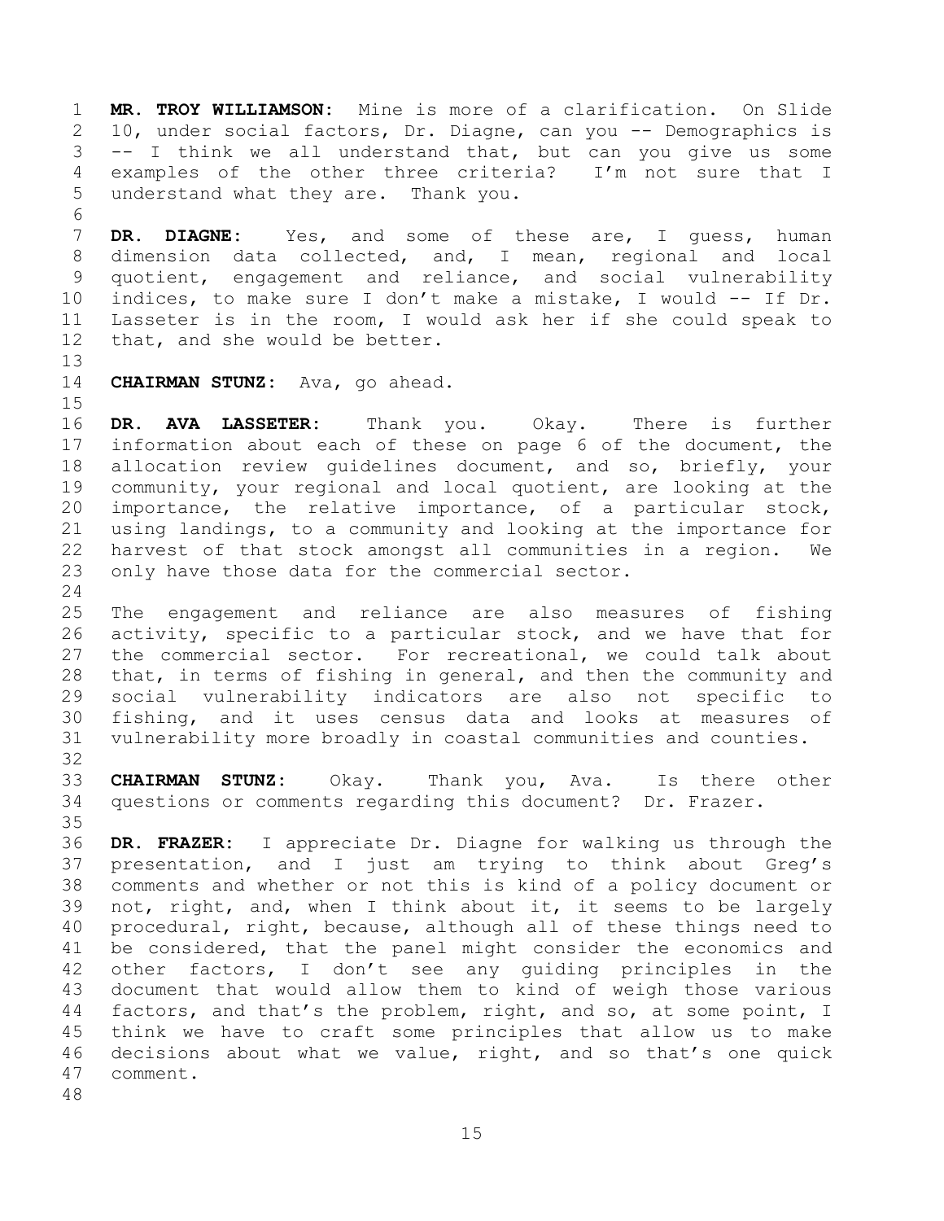**MR. TROY WILLIAMSON:** Mine is more of a clarification. On Slide 10, under social factors, Dr. Diagne, can you -- Demographics is -- I think we all understand that, but can you give us some examples of the other three criteria? I'm not sure that I understand what they are. Thank you.

**DR. DIAGNE:** Yes, and some of these are, I guess, human dimension data collected, and, I mean, regional and local quotient, engagement and reliance, and social vulnerability indices, to make sure I don't make a mistake, I would -- If Dr. Lasseter is in the room, I would ask her if she could speak to that, and she would be better.

**CHAIRMAN STUNZ:** Ava, go ahead.

**DR. AVA LASSETER:** Thank you. Okay. There is further information about each of these on page 6 of the document, the allocation review guidelines document, and so, briefly, your community, your regional and local quotient, are looking at the importance, the relative importance, of a particular stock, using landings, to a community and looking at the importance for harvest of that stock amongst all communities in a region. We only have those data for the commercial sector.

The engagement and reliance are also measures of fishing activity, specific to a particular stock, and we have that for the commercial sector. For recreational, we could talk about that, in terms of fishing in general, and then the community and social vulnerability indicators are also not specific to fishing, and it uses census data and looks at measures of vulnerability more broadly in coastal communities and counties.

**CHAIRMAN STUNZ:** Okay. Thank you, Ava. Is there other questions or comments regarding this document? Dr. Frazer.

**DR. FRAZER:** I appreciate Dr. Diagne for walking us through the presentation, and I just am trying to think about Greg's comments and whether or not this is kind of a policy document or not, right, and, when I think about it, it seems to be largely procedural, right, because, although all of these things need to be considered, that the panel might consider the economics and other factors, I don't see any guiding principles in the document that would allow them to kind of weigh those various factors, and that's the problem, right, and so, at some point, I think we have to craft some principles that allow us to make decisions about what we value, right, and so that's one quick comment.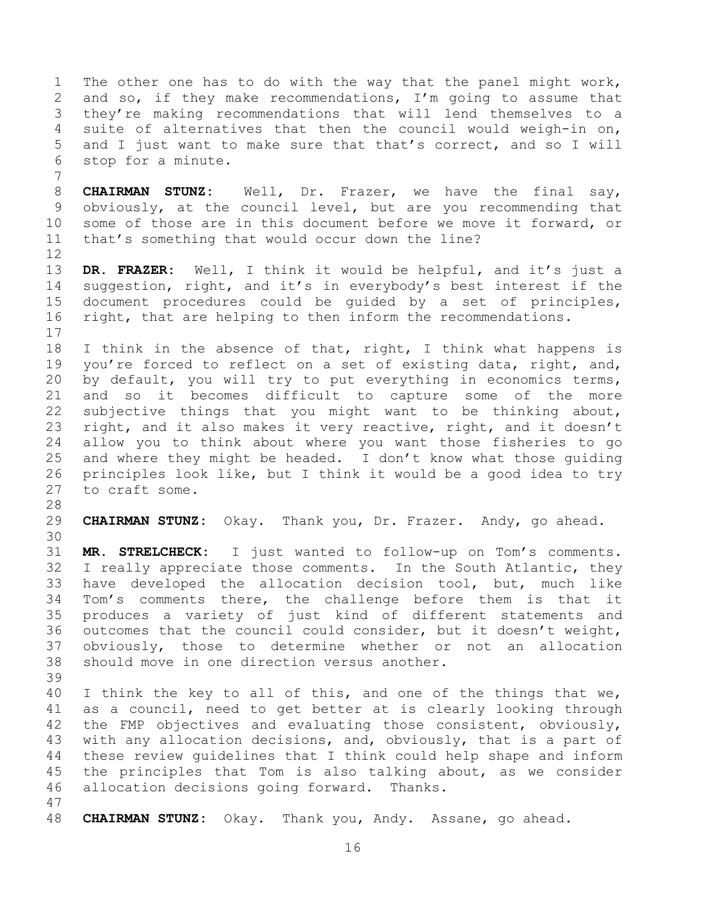The other one has to do with the way that the panel might work, and so, if they make recommendations, I'm going to assume that they're making recommendations that will lend themselves to a suite of alternatives that then the council would weigh-in on, and I just want to make sure that that's correct, and so I will stop for a minute.

**CHAIRMAN STUNZ:** Well, Dr. Frazer, we have the final say, obviously, at the council level, but are you recommending that some of those are in this document before we move it forward, or that's something that would occur down the line?

**DR. FRAZER:** Well, I think it would be helpful, and it's just a suggestion, right, and it's in everybody's best interest if the document procedures could be guided by a set of principles, right, that are helping to then inform the recommendations.

I think in the absence of that, right, I think what happens is you're forced to reflect on a set of existing data, right, and, by default, you will try to put everything in economics terms, and so it becomes difficult to capture some of the more subjective things that you might want to be thinking about, right, and it also makes it very reactive, right, and it doesn't allow you to think about where you want those fisheries to go and where they might be headed. I don't know what those guiding principles look like, but I think it would be a good idea to try to craft some.

**CHAIRMAN STUNZ:** Okay. Thank you, Dr. Frazer. Andy, go ahead.

**MR. STRELCHECK:** I just wanted to follow-up on Tom's comments. I really appreciate those comments. In the South Atlantic, they have developed the allocation decision tool, but, much like Tom's comments there, the challenge before them is that it produces a variety of just kind of different statements and outcomes that the council could consider, but it doesn't weight, obviously, those to determine whether or not an allocation should move in one direction versus another.

I think the key to all of this, and one of the things that we, as a council, need to get better at is clearly looking through the FMP objectives and evaluating those consistent, obviously, with any allocation decisions, and, obviously, that is a part of these review guidelines that I think could help shape and inform the principles that Tom is also talking about, as we consider allocation decisions going forward. Thanks.

**CHAIRMAN STUNZ:** Okay. Thank you, Andy. Assane, go ahead.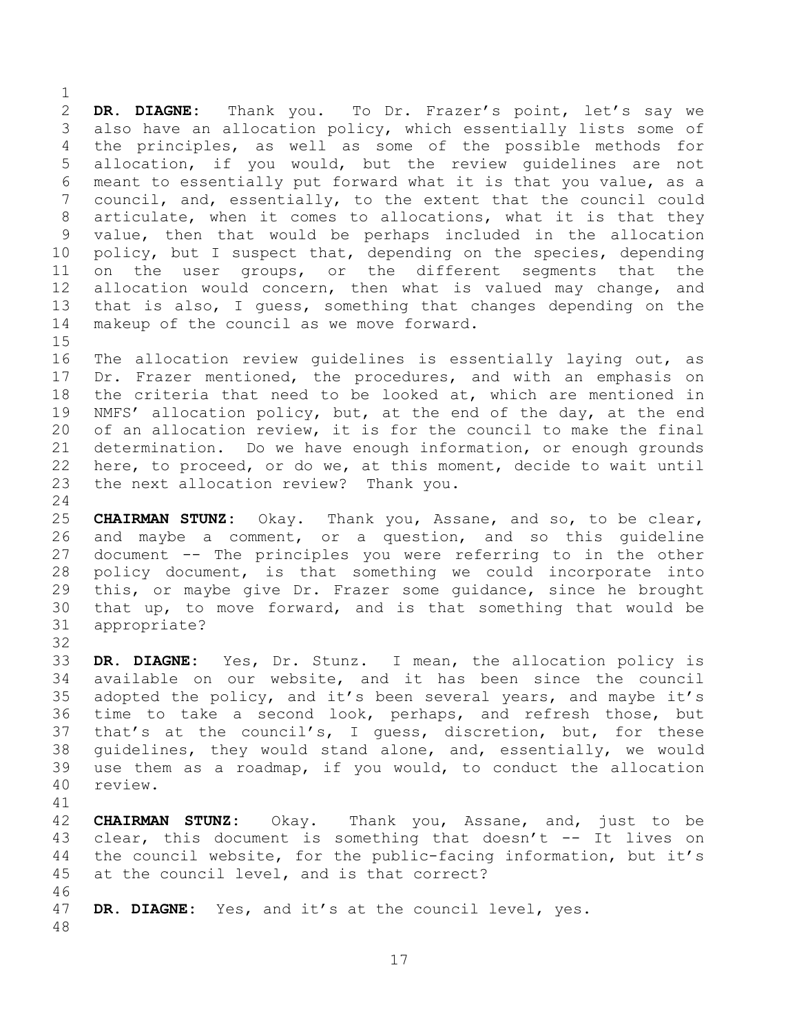**DR. DIAGNE:** Thank you. To Dr. Frazer's point, let's say we also have an allocation policy, which essentially lists some of the principles, as well as some of the possible methods for allocation, if you would, but the review guidelines are not meant to essentially put forward what it is that you value, as a council, and, essentially, to the extent that the council could articulate, when it comes to allocations, what it is that they value, then that would be perhaps included in the allocation policy, but I suspect that, depending on the species, depending on the user groups, or the different segments that the allocation would concern, then what is valued may change, and that is also, I guess, something that changes depending on the makeup of the council as we move forward.

The allocation review guidelines is essentially laying out, as Dr. Frazer mentioned, the procedures, and with an emphasis on the criteria that need to be looked at, which are mentioned in NMFS' allocation policy, but, at the end of the day, at the end of an allocation review, it is for the council to make the final determination. Do we have enough information, or enough grounds here, to proceed, or do we, at this moment, decide to wait until the next allocation review? Thank you.

**CHAIRMAN STUNZ:** Okay. Thank you, Assane, and so, to be clear, and maybe a comment, or a question, and so this guideline document -- The principles you were referring to in the other policy document, is that something we could incorporate into this, or maybe give Dr. Frazer some guidance, since he brought that up, to move forward, and is that something that would be appropriate?

**DR. DIAGNE:** Yes, Dr. Stunz. I mean, the allocation policy is available on our website, and it has been since the council adopted the policy, and it's been several years, and maybe it's time to take a second look, perhaps, and refresh those, but that's at the council's, I guess, discretion, but, for these guidelines, they would stand alone, and, essentially, we would use them as a roadmap, if you would, to conduct the allocation review.

**CHAIRMAN STUNZ:** Okay. Thank you, Assane, and, just to be clear, this document is something that doesn't -- It lives on the council website, for the public-facing information, but it's at the council level, and is that correct?

**DR. DIAGNE:** Yes, and it's at the council level, yes.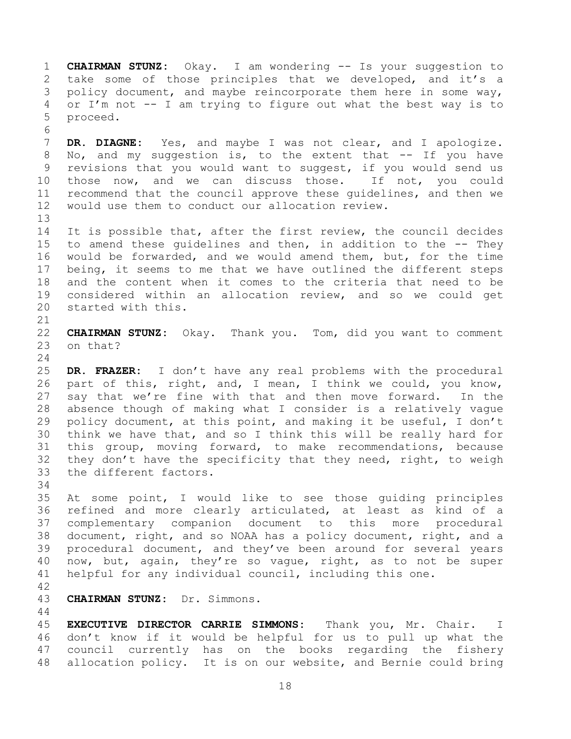**CHAIRMAN STUNZ:** Okay. I am wondering -- Is your suggestion to take some of those principles that we developed, and it's a policy document, and maybe reincorporate them here in some way, or I'm not -- I am trying to figure out what the best way is to proceed.

**DR. DIAGNE:** Yes, and maybe I was not clear, and I apologize. No, and my suggestion is, to the extent that -- If you have revisions that you would want to suggest, if you would send us those now, and we can discuss those. If not, you could recommend that the council approve these guidelines, and then we would use them to conduct our allocation review.

It is possible that, after the first review, the council decides to amend these guidelines and then, in addition to the -- They would be forwarded, and we would amend them, but, for the time being, it seems to me that we have outlined the different steps and the content when it comes to the criteria that need to be considered within an allocation review, and so we could get started with this.

**CHAIRMAN STUNZ:** Okay. Thank you. Tom, did you want to comment on that?

**DR. FRAZER:** I don't have any real problems with the procedural part of this, right, and, I mean, I think we could, you know, say that we're fine with that and then move forward. In the absence though of making what I consider is a relatively vague policy document, at this point, and making it be useful, I don't think we have that, and so I think this will be really hard for this group, moving forward, to make recommendations, because they don't have the specificity that they need, right, to weigh the different factors.

At some point, I would like to see those guiding principles refined and more clearly articulated, at least as kind of a complementary companion document to this more procedural document, right, and so NOAA has a policy document, right, and a procedural document, and they've been around for several years now, but, again, they're so vague, right, as to not be super helpful for any individual council, including this one.

**CHAIRMAN STUNZ:** Dr. Simmons.

**EXECUTIVE DIRECTOR CARRIE SIMMONS:** Thank you, Mr. Chair. I don't know if it would be helpful for us to pull up what the council currently has on the books regarding the fishery allocation policy. It is on our website, and Bernie could bring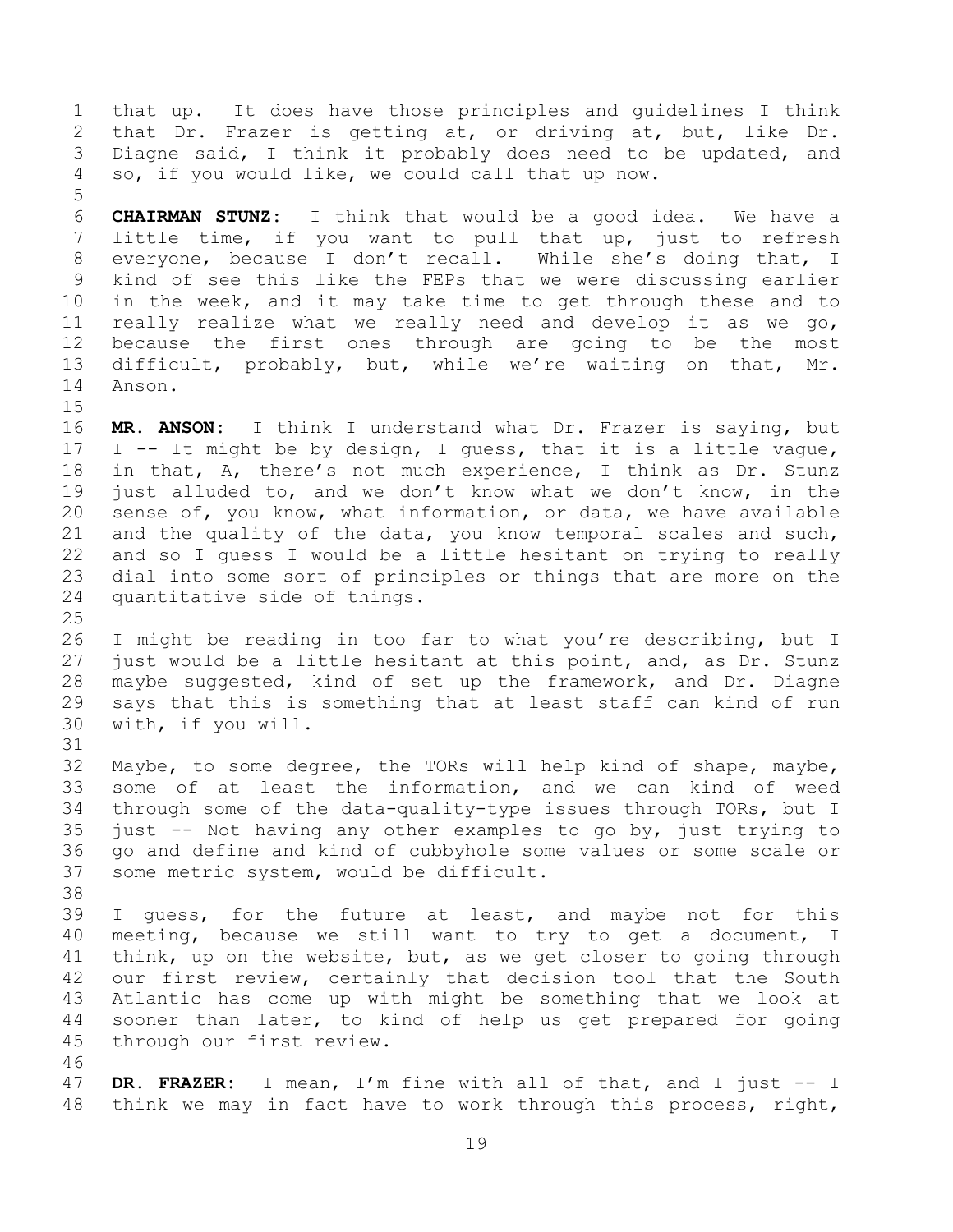that up. It does have those principles and guidelines I think that Dr. Frazer is getting at, or driving at, but, like Dr. Diagne said, I think it probably does need to be updated, and so, if you would like, we could call that up now.

**CHAIRMAN STUNZ:** I think that would be a good idea. We have a little time, if you want to pull that up, just to refresh everyone, because I don't recall. While she's doing that, I kind of see this like the FEPs that we were discussing earlier in the week, and it may take time to get through these and to really realize what we really need and develop it as we go, because the first ones through are going to be the most difficult, probably, but, while we're waiting on that, Mr. Anson.

**MR. ANSON:** I think I understand what Dr. Frazer is saying, but I -- It might be by design, I guess, that it is a little vague, in that, A, there's not much experience, I think as Dr. Stunz just alluded to, and we don't know what we don't know, in the sense of, you know, what information, or data, we have available and the quality of the data, you know temporal scales and such, and so I guess I would be a little hesitant on trying to really dial into some sort of principles or things that are more on the quantitative side of things.

I might be reading in too far to what you're describing, but I just would be a little hesitant at this point, and, as Dr. Stunz maybe suggested, kind of set up the framework, and Dr. Diagne says that this is something that at least staff can kind of run with, if you will.

Maybe, to some degree, the TORs will help kind of shape, maybe, some of at least the information, and we can kind of weed through some of the data-quality-type issues through TORs, but I just -- Not having any other examples to go by, just trying to go and define and kind of cubbyhole some values or some scale or some metric system, would be difficult.

I guess, for the future at least, and maybe not for this meeting, because we still want to try to get a document, I think, up on the website, but, as we get closer to going through our first review, certainly that decision tool that the South Atlantic has come up with might be something that we look at sooner than later, to kind of help us get prepared for going through our first review.

**DR. FRAZER:** I mean, I'm fine with all of that, and I just -- I think we may in fact have to work through this process, right,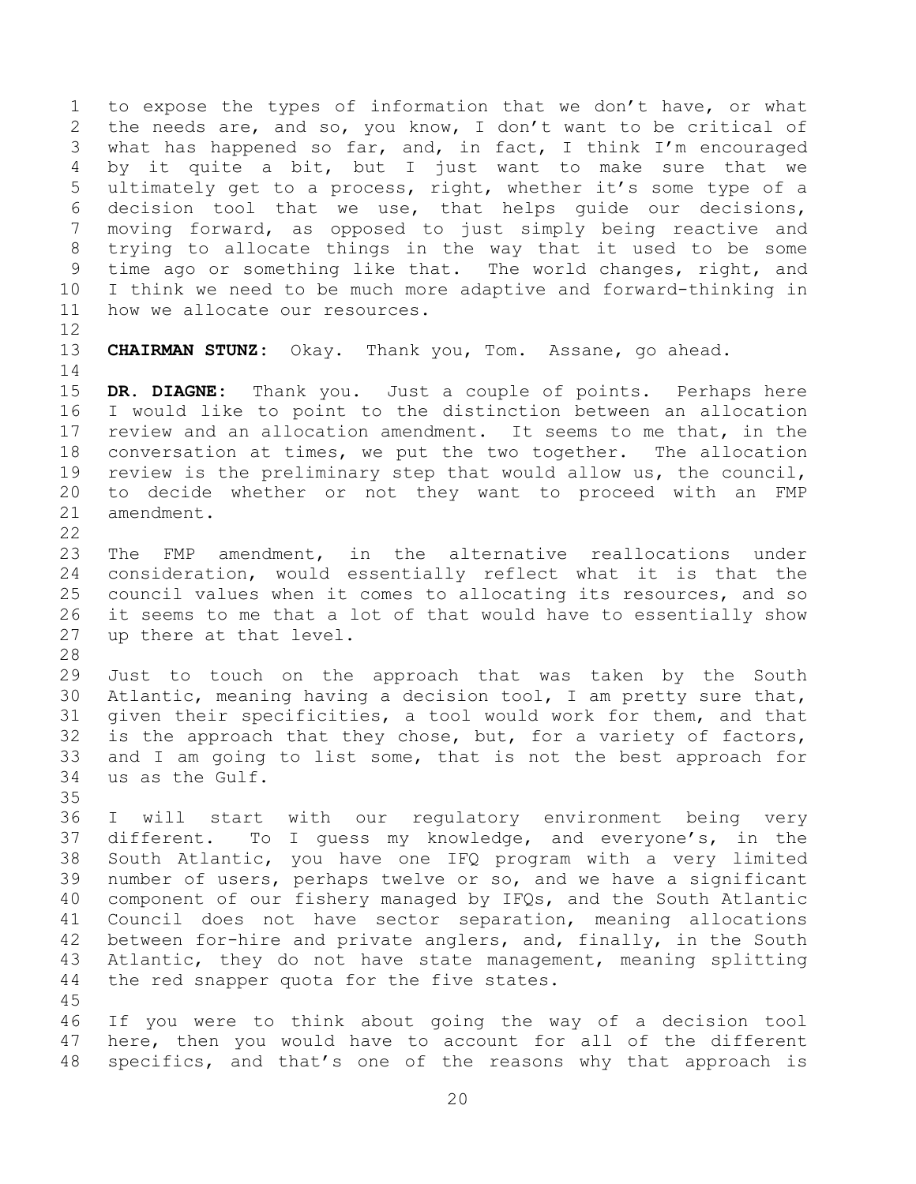to expose the types of information that we don't have, or what the needs are, and so, you know, I don't want to be critical of what has happened so far, and, in fact, I think I'm encouraged by it quite a bit, but I just want to make sure that we ultimately get to a process, right, whether it's some type of a decision tool that we use, that helps guide our decisions, moving forward, as opposed to just simply being reactive and trying to allocate things in the way that it used to be some time ago or something like that. The world changes, right, and I think we need to be much more adaptive and forward-thinking in how we allocate our resources.

**CHAIRMAN STUNZ:** Okay. Thank you, Tom. Assane, go ahead.

**DR. DIAGNE:** Thank you. Just a couple of points. Perhaps here I would like to point to the distinction between an allocation review and an allocation amendment. It seems to me that, in the conversation at times, we put the two together. The allocation review is the preliminary step that would allow us, the council, to decide whether or not they want to proceed with an FMP amendment.

The FMP amendment, in the alternative reallocations under consideration, would essentially reflect what it is that the council values when it comes to allocating its resources, and so it seems to me that a lot of that would have to essentially show up there at that level.

Just to touch on the approach that was taken by the South Atlantic, meaning having a decision tool, I am pretty sure that, given their specificities, a tool would work for them, and that is the approach that they chose, but, for a variety of factors, and I am going to list some, that is not the best approach for us as the Gulf.

I will start with our regulatory environment being very different. To I guess my knowledge, and everyone's, in the South Atlantic, you have one IFQ program with a very limited number of users, perhaps twelve or so, and we have a significant component of our fishery managed by IFQs, and the South Atlantic Council does not have sector separation, meaning allocations between for-hire and private anglers, and, finally, in the South Atlantic, they do not have state management, meaning splitting the red snapper quota for the five states.

If you were to think about going the way of a decision tool here, then you would have to account for all of the different specifics, and that's one of the reasons why that approach is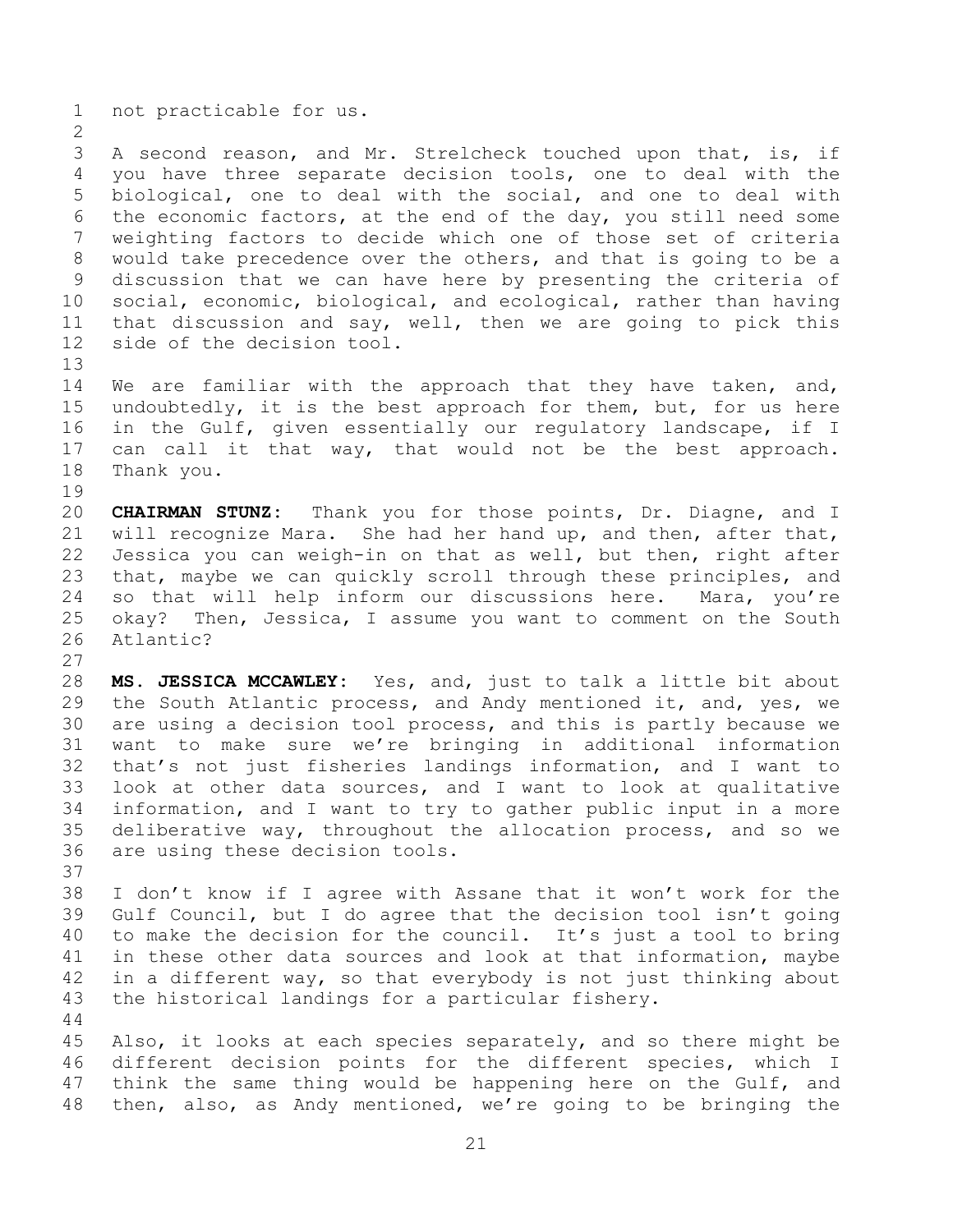not practicable for us.

A second reason, and Mr. Strelcheck touched upon that, is, if you have three separate decision tools, one to deal with the biological, one to deal with the social, and one to deal with the economic factors, at the end of the day, you still need some weighting factors to decide which one of those set of criteria would take precedence over the others, and that is going to be a discussion that we can have here by presenting the criteria of social, economic, biological, and ecological, rather than having that discussion and say, well, then we are going to pick this side of the decision tool.

We are familiar with the approach that they have taken, and, undoubtedly, it is the best approach for them, but, for us here in the Gulf, given essentially our regulatory landscape, if I can call it that way, that would not be the best approach. Thank you.

**CHAIRMAN STUNZ:** Thank you for those points, Dr. Diagne, and I will recognize Mara. She had her hand up, and then, after that, Jessica you can weigh-in on that as well, but then, right after that, maybe we can quickly scroll through these principles, and so that will help inform our discussions here. Mara, you're okay? Then, Jessica, I assume you want to comment on the South Atlantic?

**MS. JESSICA MCCAWLEY:** Yes, and, just to talk a little bit about the South Atlantic process, and Andy mentioned it, and, yes, we are using a decision tool process, and this is partly because we want to make sure we're bringing in additional information that's not just fisheries landings information, and I want to look at other data sources, and I want to look at qualitative information, and I want to try to gather public input in a more deliberative way, throughout the allocation process, and so we are using these decision tools.

I don't know if I agree with Assane that it won't work for the Gulf Council, but I do agree that the decision tool isn't going to make the decision for the council. It's just a tool to bring in these other data sources and look at that information, maybe in a different way, so that everybody is not just thinking about the historical landings for a particular fishery.

Also, it looks at each species separately, and so there might be different decision points for the different species, which I think the same thing would be happening here on the Gulf, and then, also, as Andy mentioned, we're going to be bringing the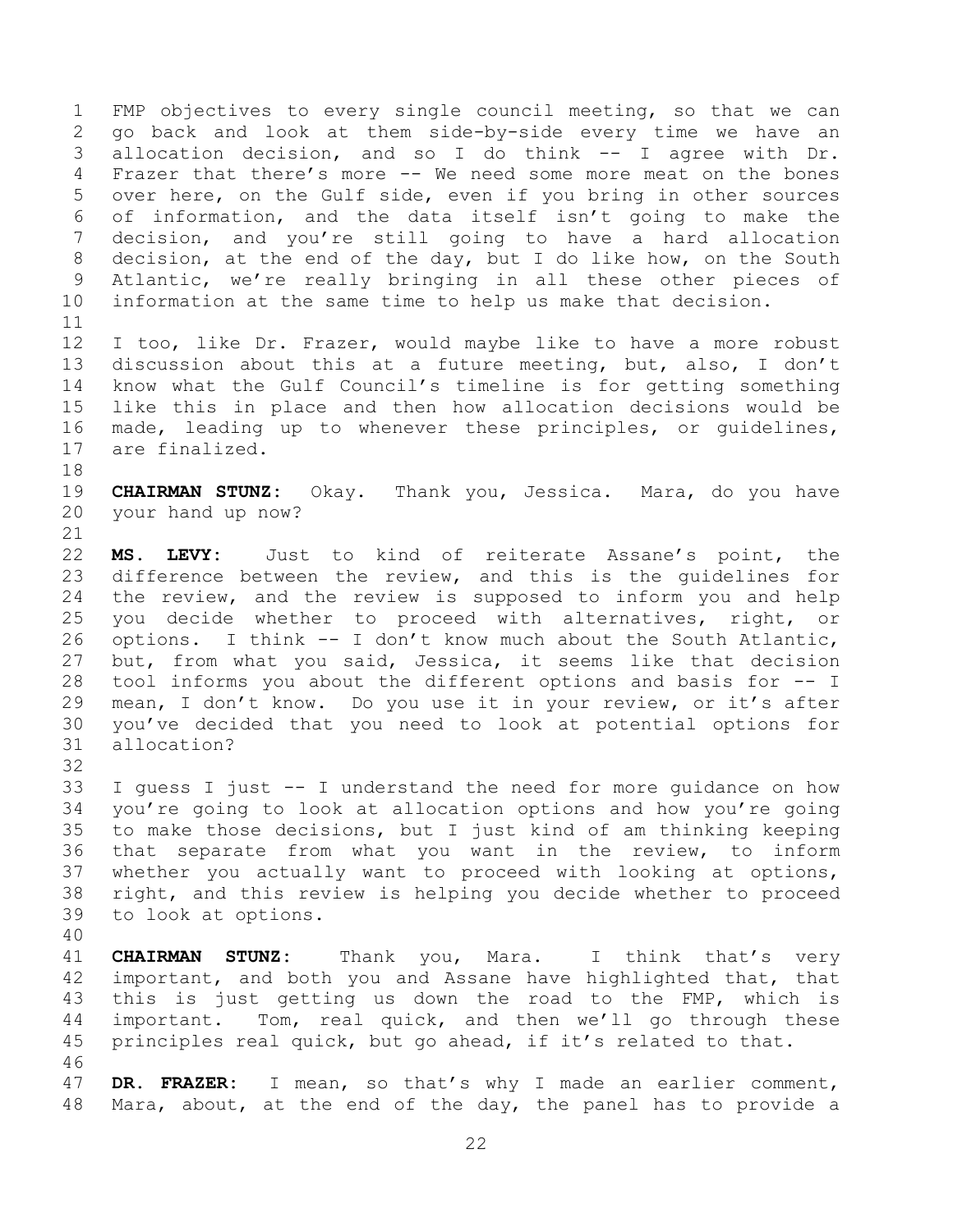FMP objectives to every single council meeting, so that we can go back and look at them side-by-side every time we have an allocation decision, and so I do think -- I agree with Dr. Frazer that there's more -- We need some more meat on the bones over here, on the Gulf side, even if you bring in other sources of information, and the data itself isn't going to make the decision, and you're still going to have a hard allocation decision, at the end of the day, but I do like how, on the South Atlantic, we're really bringing in all these other pieces of information at the same time to help us make that decision.

I too, like Dr. Frazer, would maybe like to have a more robust discussion about this at a future meeting, but, also, I don't know what the Gulf Council's timeline is for getting something like this in place and then how allocation decisions would be made, leading up to whenever these principles, or guidelines, are finalized.

**CHAIRMAN STUNZ:** Okay. Thank you, Jessica. Mara, do you have your hand up now?

**MS. LEVY:** Just to kind of reiterate Assane's point, the difference between the review, and this is the guidelines for the review, and the review is supposed to inform you and help you decide whether to proceed with alternatives, right, or options. I think -- I don't know much about the South Atlantic, but, from what you said, Jessica, it seems like that decision tool informs you about the different options and basis for -- I mean, I don't know. Do you use it in your review, or it's after you've decided that you need to look at potential options for allocation?

I guess I just -- I understand the need for more guidance on how you're going to look at allocation options and how you're going to make those decisions, but I just kind of am thinking keeping that separate from what you want in the review, to inform whether you actually want to proceed with looking at options, right, and this review is helping you decide whether to proceed to look at options.

**CHAIRMAN STUNZ:** Thank you, Mara. I think that's very important, and both you and Assane have highlighted that, that this is just getting us down the road to the FMP, which is important. Tom, real quick, and then we'll go through these principles real quick, but go ahead, if it's related to that.

**DR. FRAZER:** I mean, so that's why I made an earlier comment, Mara, about, at the end of the day, the panel has to provide a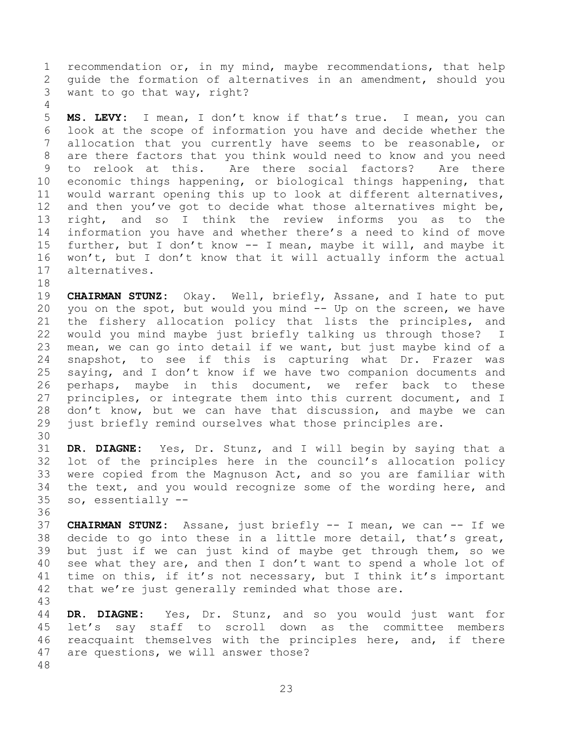recommendation or, in my mind, maybe recommendations, that help guide the formation of alternatives in an amendment, should you want to go that way, right?

**MS. LEVY:** I mean, I don't know if that's true. I mean, you can look at the scope of information you have and decide whether the allocation that you currently have seems to be reasonable, or are there factors that you think would need to know and you need to relook at this. Are there social factors? Are there economic things happening, or biological things happening, that would warrant opening this up to look at different alternatives, and then you've got to decide what those alternatives might be, right, and so I think the review informs you as to the information you have and whether there's a need to kind of move further, but I don't know -- I mean, maybe it will, and maybe it won't, but I don't know that it will actually inform the actual alternatives.

**CHAIRMAN STUNZ:** Okay. Well, briefly, Assane, and I hate to put you on the spot, but would you mind -- Up on the screen, we have the fishery allocation policy that lists the principles, and would you mind maybe just briefly talking us through those? I mean, we can go into detail if we want, but just maybe kind of a snapshot, to see if this is capturing what Dr. Frazer was saying, and I don't know if we have two companion documents and perhaps, maybe in this document, we refer back to these principles, or integrate them into this current document, and I don't know, but we can have that discussion, and maybe we can just briefly remind ourselves what those principles are.

**DR. DIAGNE:** Yes, Dr. Stunz, and I will begin by saying that a lot of the principles here in the council's allocation policy were copied from the Magnuson Act, and so you are familiar with the text, and you would recognize some of the wording here, and so, essentially --

**CHAIRMAN STUNZ:** Assane, just briefly -- I mean, we can -- If we decide to go into these in a little more detail, that's great, but just if we can just kind of maybe get through them, so we see what they are, and then I don't want to spend a whole lot of time on this, if it's not necessary, but I think it's important that we're just generally reminded what those are.

**DR. DIAGNE:** Yes, Dr. Stunz, and so you would just want for let's say staff to scroll down as the committee members reacquaint themselves with the principles here, and, if there are questions, we will answer those?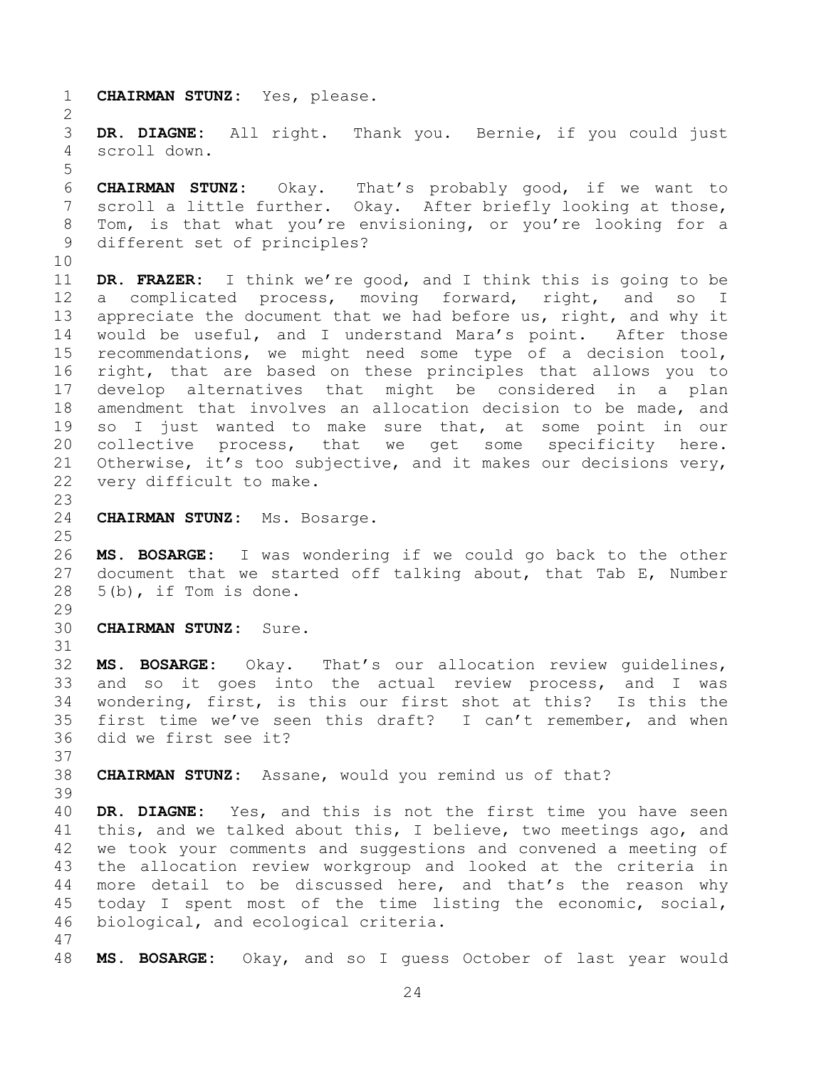**CHAIRMAN STUNZ:** Yes, please.

**DR. DIAGNE:** All right. Thank you. Bernie, if you could just scroll down.

**CHAIRMAN STUNZ:** Okay. That's probably good, if we want to scroll a little further. Okay. After briefly looking at those, Tom, is that what you're envisioning, or you're looking for a different set of principles?

**DR. FRAZER:** I think we're good, and I think this is going to be a complicated process, moving forward, right, and so I appreciate the document that we had before us, right, and why it would be useful, and I understand Mara's point. After those recommendations, we might need some type of a decision tool, right, that are based on these principles that allows you to develop alternatives that might be considered in a plan amendment that involves an allocation decision to be made, and so I just wanted to make sure that, at some point in our collective process, that we get some specificity here. Otherwise, it's too subjective, and it makes our decisions very, very difficult to make.

**CHAIRMAN STUNZ:** Ms. Bosarge.

**MS. BOSARGE:** I was wondering if we could go back to the other document that we started off talking about, that Tab E, Number 5(b), if Tom is done.

**CHAIRMAN STUNZ:** Sure.

**MS. BOSARGE:** Okay. That's our allocation review guidelines, and so it goes into the actual review process, and I was wondering, first, is this our first shot at this? Is this the first time we've seen this draft? I can't remember, and when did we first see it?

**CHAIRMAN STUNZ:** Assane, would you remind us of that?

**DR. DIAGNE:** Yes, and this is not the first time you have seen this, and we talked about this, I believe, two meetings ago, and we took your comments and suggestions and convened a meeting of the allocation review workgroup and looked at the criteria in more detail to be discussed here, and that's the reason why today I spent most of the time listing the economic, social, biological, and ecological criteria.

**MS. BOSARGE:** Okay, and so I guess October of last year would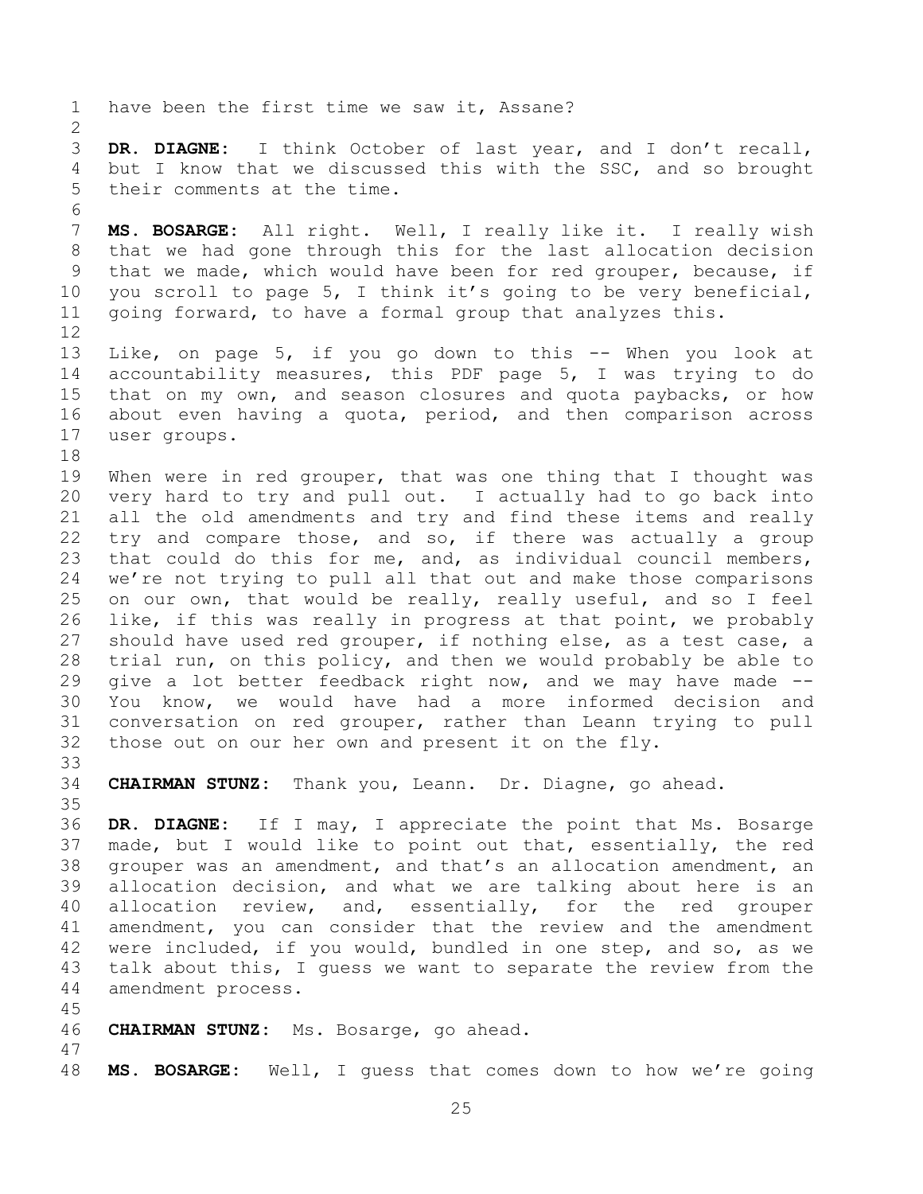have been the first time we saw it, Assane?

**DR. DIAGNE:** I think October of last year, and I don't recall, but I know that we discussed this with the SSC, and so brought their comments at the time.

**MS. BOSARGE:** All right. Well, I really like it. I really wish that we had gone through this for the last allocation decision that we made, which would have been for red grouper, because, if you scroll to page 5, I think it's going to be very beneficial, going forward, to have a formal group that analyzes this.

Like, on page 5, if you go down to this -- When you look at accountability measures, this PDF page 5, I was trying to do that on my own, and season closures and quota paybacks, or how about even having a quota, period, and then comparison across user groups.

When were in red grouper, that was one thing that I thought was very hard to try and pull out. I actually had to go back into all the old amendments and try and find these items and really try and compare those, and so, if there was actually a group that could do this for me, and, as individual council members, we're not trying to pull all that out and make those comparisons on our own, that would be really, really useful, and so I feel like, if this was really in progress at that point, we probably should have used red grouper, if nothing else, as a test case, a trial run, on this policy, and then we would probably be able to give a lot better feedback right now, and we may have made -- You know, we would have had a more informed decision and conversation on red grouper, rather than Leann trying to pull those out on our her own and present it on the fly.

**CHAIRMAN STUNZ:** Thank you, Leann. Dr. Diagne, go ahead.

**DR. DIAGNE:** If I may, I appreciate the point that Ms. Bosarge made, but I would like to point out that, essentially, the red grouper was an amendment, and that's an allocation amendment, an allocation decision, and what we are talking about here is an allocation review, and, essentially, for the red grouper amendment, you can consider that the review and the amendment were included, if you would, bundled in one step, and so, as we talk about this, I guess we want to separate the review from the amendment process.

**CHAIRMAN STUNZ:** Ms. Bosarge, go ahead.

**MS. BOSARGE:** Well, I guess that comes down to how we're going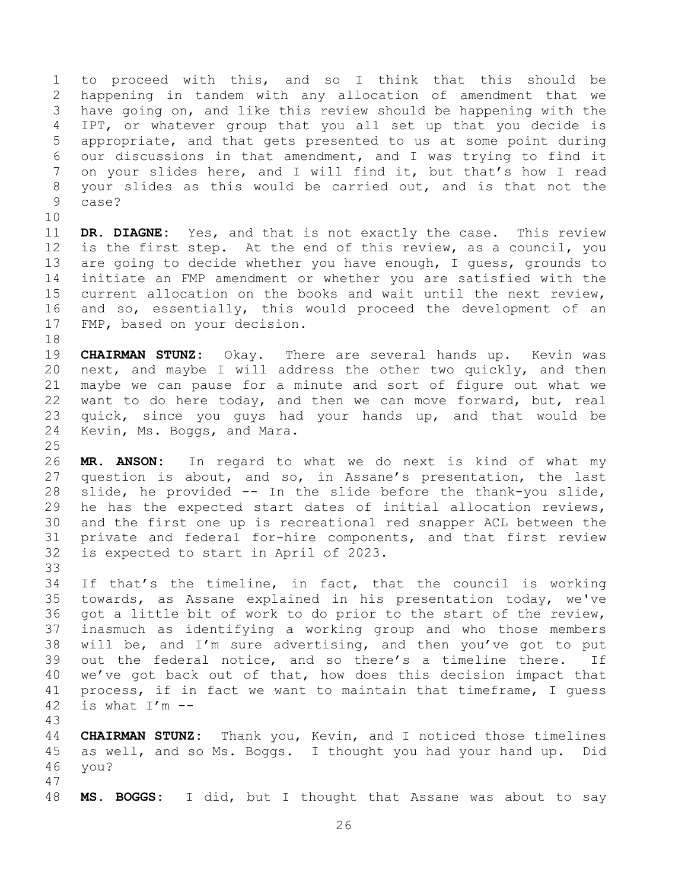to proceed with this, and so I think that this should be happening in tandem with any allocation of amendment that we have going on, and like this review should be happening with the IPT, or whatever group that you all set up that you decide is appropriate, and that gets presented to us at some point during our discussions in that amendment, and I was trying to find it on your slides here, and I will find it, but that's how I read your slides as this would be carried out, and is that not the case?

**DR. DIAGNE:** Yes, and that is not exactly the case. This review is the first step. At the end of this review, as a council, you are going to decide whether you have enough, I guess, grounds to initiate an FMP amendment or whether you are satisfied with the current allocation on the books and wait until the next review, and so, essentially, this would proceed the development of an FMP, based on your decision.

**CHAIRMAN STUNZ:** Okay. There are several hands up. Kevin was next, and maybe I will address the other two quickly, and then maybe we can pause for a minute and sort of figure out what we want to do here today, and then we can move forward, but, real quick, since you guys had your hands up, and that would be Kevin, Ms. Boggs, and Mara.

**MR. ANSON:** In regard to what we do next is kind of what my question is about, and so, in Assane's presentation, the last slide, he provided -- In the slide before the thank-you slide, he has the expected start dates of initial allocation reviews, and the first one up is recreational red snapper ACL between the private and federal for-hire components, and that first review is expected to start in April of 2023.

If that's the timeline, in fact, that the council is working towards, as Assane explained in his presentation today, we've got a little bit of work to do prior to the start of the review, inasmuch as identifying a working group and who those members will be, and I'm sure advertising, and then you've got to put out the federal notice, and so there's a timeline there. If we've got back out of that, how does this decision impact that process, if in fact we want to maintain that timeframe, I guess is what I'm --

**CHAIRMAN STUNZ:** Thank you, Kevin, and I noticed those timelines as well, and so Ms. Boggs. I thought you had your hand up. Did you?

**MS. BOGGS:** I did, but I thought that Assane was about to say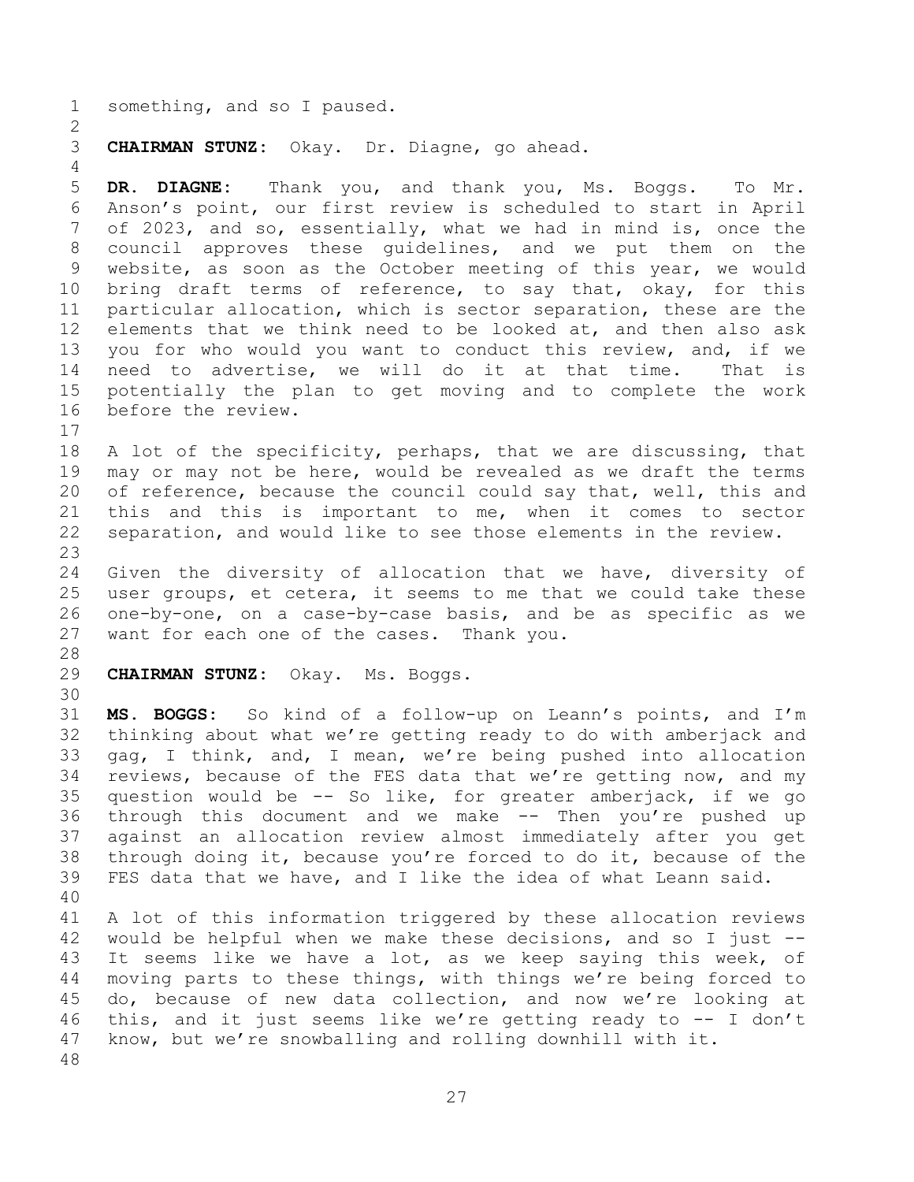something, and so I paused.

**CHAIRMAN STUNZ:** Okay. Dr. Diagne, go ahead.

**DR. DIAGNE:** Thank you, and thank you, Ms. Boggs. To Mr. Anson's point, our first review is scheduled to start in April of 2023, and so, essentially, what we had in mind is, once the council approves these guidelines, and we put them on the website, as soon as the October meeting of this year, we would bring draft terms of reference, to say that, okay, for this particular allocation, which is sector separation, these are the elements that we think need to be looked at, and then also ask you for who would you want to conduct this review, and, if we need to advertise, we will do it at that time. That is potentially the plan to get moving and to complete the work before the review.

A lot of the specificity, perhaps, that we are discussing, that may or may not be here, would be revealed as we draft the terms of reference, because the council could say that, well, this and this and this is important to me, when it comes to sector separation, and would like to see those elements in the review.

Given the diversity of allocation that we have, diversity of user groups, et cetera, it seems to me that we could take these one-by-one, on a case-by-case basis, and be as specific as we want for each one of the cases. Thank you.

**CHAIRMAN STUNZ:** Okay. Ms. Boggs.

**MS. BOGGS:** So kind of a follow-up on Leann's points, and I'm thinking about what we're getting ready to do with amberjack and gag, I think, and, I mean, we're being pushed into allocation reviews, because of the FES data that we're getting now, and my question would be -- So like, for greater amberjack, if we go through this document and we make -- Then you're pushed up against an allocation review almost immediately after you get through doing it, because you're forced to do it, because of the FES data that we have, and I like the idea of what Leann said.

A lot of this information triggered by these allocation reviews would be helpful when we make these decisions, and so I just -- It seems like we have a lot, as we keep saying this week, of moving parts to these things, with things we're being forced to do, because of new data collection, and now we're looking at this, and it just seems like we're getting ready to -- I don't know, but we're snowballing and rolling downhill with it.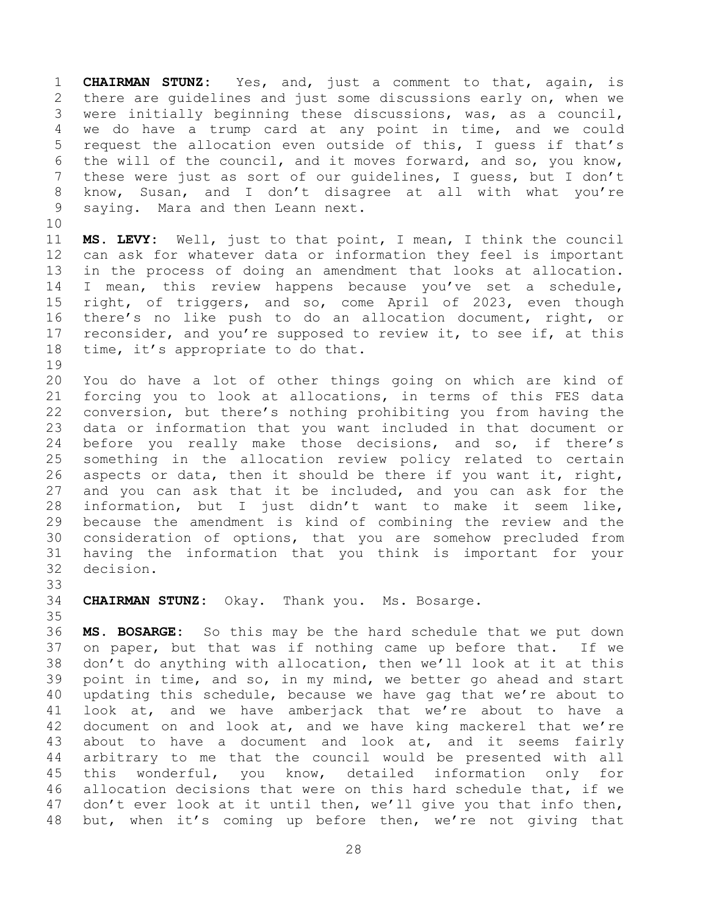**CHAIRMAN STUNZ:** Yes, and, just a comment to that, again, is there are guidelines and just some discussions early on, when we were initially beginning these discussions, was, as a council, we do have a trump card at any point in time, and we could request the allocation even outside of this, I guess if that's the will of the council, and it moves forward, and so, you know, these were just as sort of our guidelines, I guess, but I don't know, Susan, and I don't disagree at all with what you're saying. Mara and then Leann next.

**MS. LEVY:** Well, just to that point, I mean, I think the council can ask for whatever data or information they feel is important in the process of doing an amendment that looks at allocation. I mean, this review happens because you've set a schedule, right, of triggers, and so, come April of 2023, even though there's no like push to do an allocation document, right, or reconsider, and you're supposed to review it, to see if, at this time, it's appropriate to do that.

You do have a lot of other things going on which are kind of forcing you to look at allocations, in terms of this FES data conversion, but there's nothing prohibiting you from having the data or information that you want included in that document or before you really make those decisions, and so, if there's something in the allocation review policy related to certain aspects or data, then it should be there if you want it, right, and you can ask that it be included, and you can ask for the information, but I just didn't want to make it seem like, because the amendment is kind of combining the review and the consideration of options, that you are somehow precluded from having the information that you think is important for your decision.

**CHAIRMAN STUNZ:** Okay. Thank you. Ms. Bosarge.

**MS. BOSARGE:** So this may be the hard schedule that we put down on paper, but that was if nothing came up before that. If we don't do anything with allocation, then we'll look at it at this point in time, and so, in my mind, we better go ahead and start updating this schedule, because we have gag that we're about to look at, and we have amberjack that we're about to have a document on and look at, and we have king mackerel that we're about to have a document and look at, and it seems fairly arbitrary to me that the council would be presented with all this wonderful, you know, detailed information only for allocation decisions that were on this hard schedule that, if we don't ever look at it until then, we'll give you that info then, but, when it's coming up before then, we're not giving that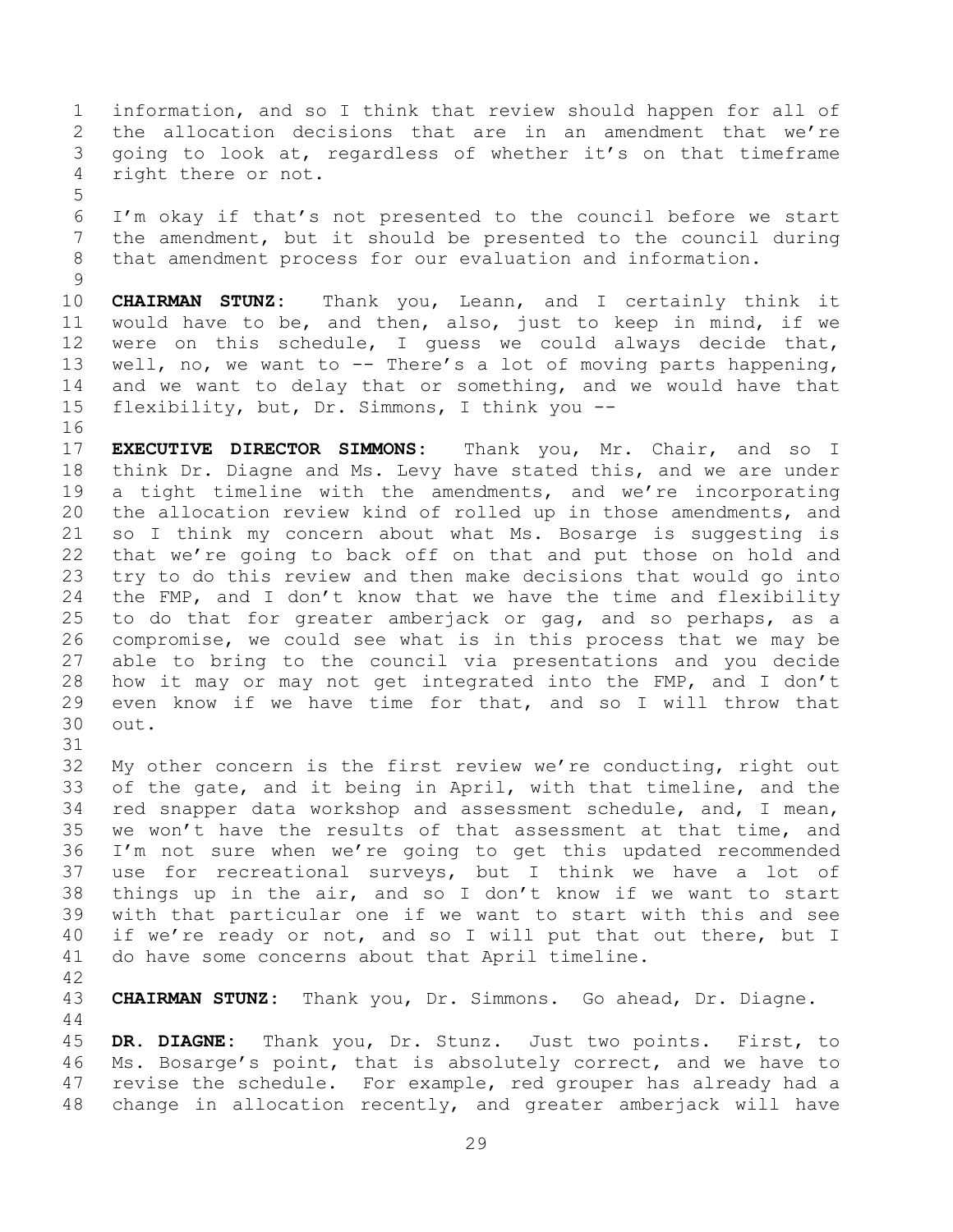information, and so I think that review should happen for all of the allocation decisions that are in an amendment that we're going to look at, regardless of whether it's on that timeframe right there or not.

I'm okay if that's not presented to the council before we start the amendment, but it should be presented to the council during that amendment process for our evaluation and information.

**CHAIRMAN STUNZ:** Thank you, Leann, and I certainly think it would have to be, and then, also, just to keep in mind, if we were on this schedule, I guess we could always decide that, well, no, we want to -- There's a lot of moving parts happening, and we want to delay that or something, and we would have that flexibility, but, Dr. Simmons, I think you --

**EXECUTIVE DIRECTOR SIMMONS:** Thank you, Mr. Chair, and so I think Dr. Diagne and Ms. Levy have stated this, and we are under a tight timeline with the amendments, and we're incorporating the allocation review kind of rolled up in those amendments, and so I think my concern about what Ms. Bosarge is suggesting is that we're going to back off on that and put those on hold and try to do this review and then make decisions that would go into the FMP, and I don't know that we have the time and flexibility to do that for greater amberjack or gag, and so perhaps, as a compromise, we could see what is in this process that we may be able to bring to the council via presentations and you decide how it may or may not get integrated into the FMP, and I don't even know if we have time for that, and so I will throw that out.

My other concern is the first review we're conducting, right out of the gate, and it being in April, with that timeline, and the red snapper data workshop and assessment schedule, and, I mean, we won't have the results of that assessment at that time, and I'm not sure when we're going to get this updated recommended use for recreational surveys, but I think we have a lot of things up in the air, and so I don't know if we want to start with that particular one if we want to start with this and see if we're ready or not, and so I will put that out there, but I do have some concerns about that April timeline.

**CHAIRMAN STUNZ:** Thank you, Dr. Simmons. Go ahead, Dr. Diagne.

**DR. DIAGNE:** Thank you, Dr. Stunz. Just two points. First, to Ms. Bosarge's point, that is absolutely correct, and we have to revise the schedule. For example, red grouper has already had a change in allocation recently, and greater amberjack will have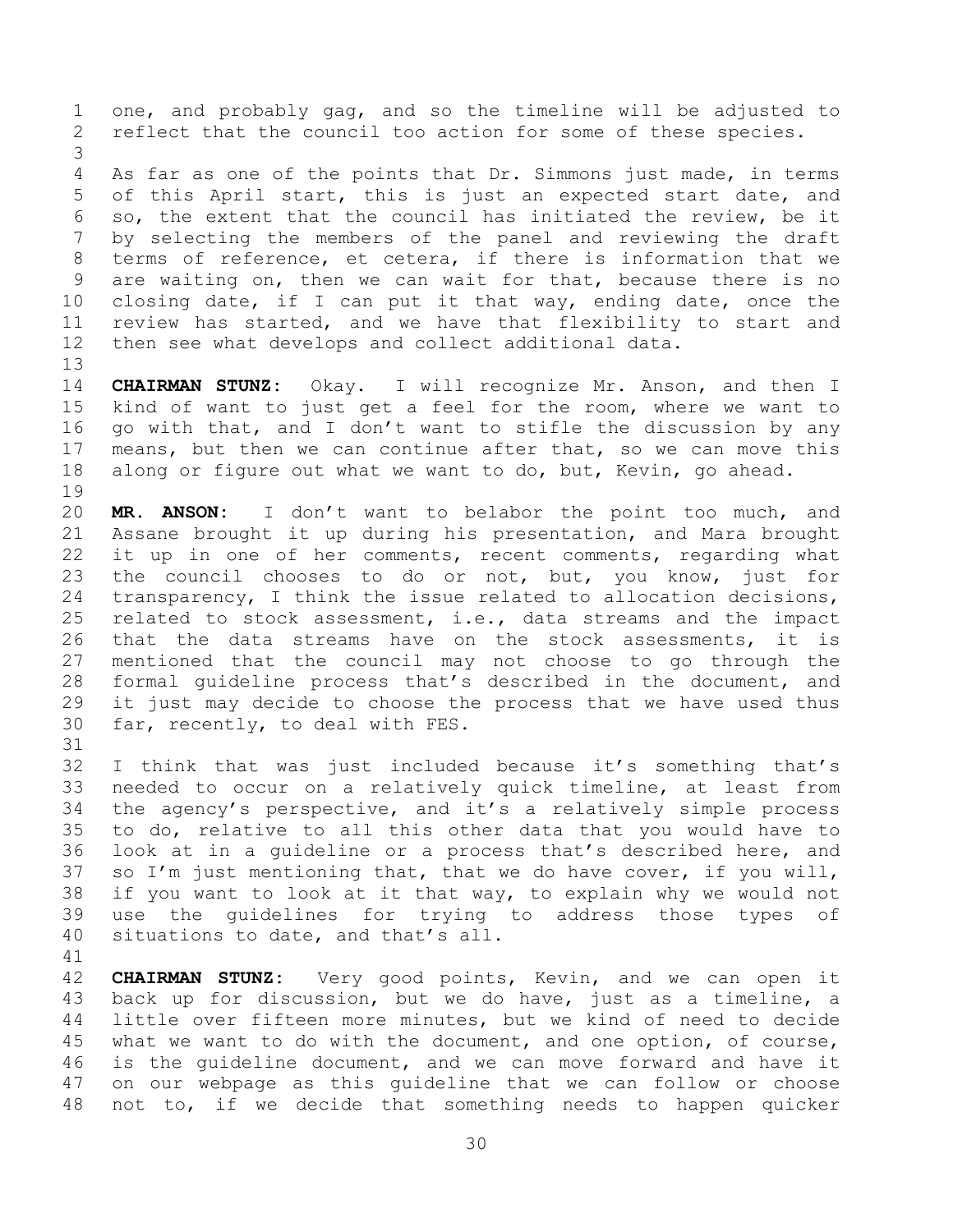one, and probably gag, and so the timeline will be adjusted to reflect that the council too action for some of these species.

As far as one of the points that Dr. Simmons just made, in terms of this April start, this is just an expected start date, and so, the extent that the council has initiated the review, be it by selecting the members of the panel and reviewing the draft terms of reference, et cetera, if there is information that we are waiting on, then we can wait for that, because there is no closing date, if I can put it that way, ending date, once the review has started, and we have that flexibility to start and then see what develops and collect additional data.

**CHAIRMAN STUNZ:** Okay. I will recognize Mr. Anson, and then I kind of want to just get a feel for the room, where we want to go with that, and I don't want to stifle the discussion by any means, but then we can continue after that, so we can move this along or figure out what we want to do, but, Kevin, go ahead.

**MR. ANSON:** I don't want to belabor the point too much, and Assane brought it up during his presentation, and Mara brought it up in one of her comments, recent comments, regarding what the council chooses to do or not, but, you know, just for transparency, I think the issue related to allocation decisions, related to stock assessment, i.e., data streams and the impact that the data streams have on the stock assessments, it is mentioned that the council may not choose to go through the formal guideline process that's described in the document, and it just may decide to choose the process that we have used thus far, recently, to deal with FES.

I think that was just included because it's something that's needed to occur on a relatively quick timeline, at least from the agency's perspective, and it's a relatively simple process to do, relative to all this other data that you would have to look at in a guideline or a process that's described here, and so I'm just mentioning that, that we do have cover, if you will, if you want to look at it that way, to explain why we would not use the guidelines for trying to address those types of situations to date, and that's all.

**CHAIRMAN STUNZ:** Very good points, Kevin, and we can open it back up for discussion, but we do have, just as a timeline, a little over fifteen more minutes, but we kind of need to decide what we want to do with the document, and one option, of course, is the guideline document, and we can move forward and have it on our webpage as this guideline that we can follow or choose not to, if we decide that something needs to happen quicker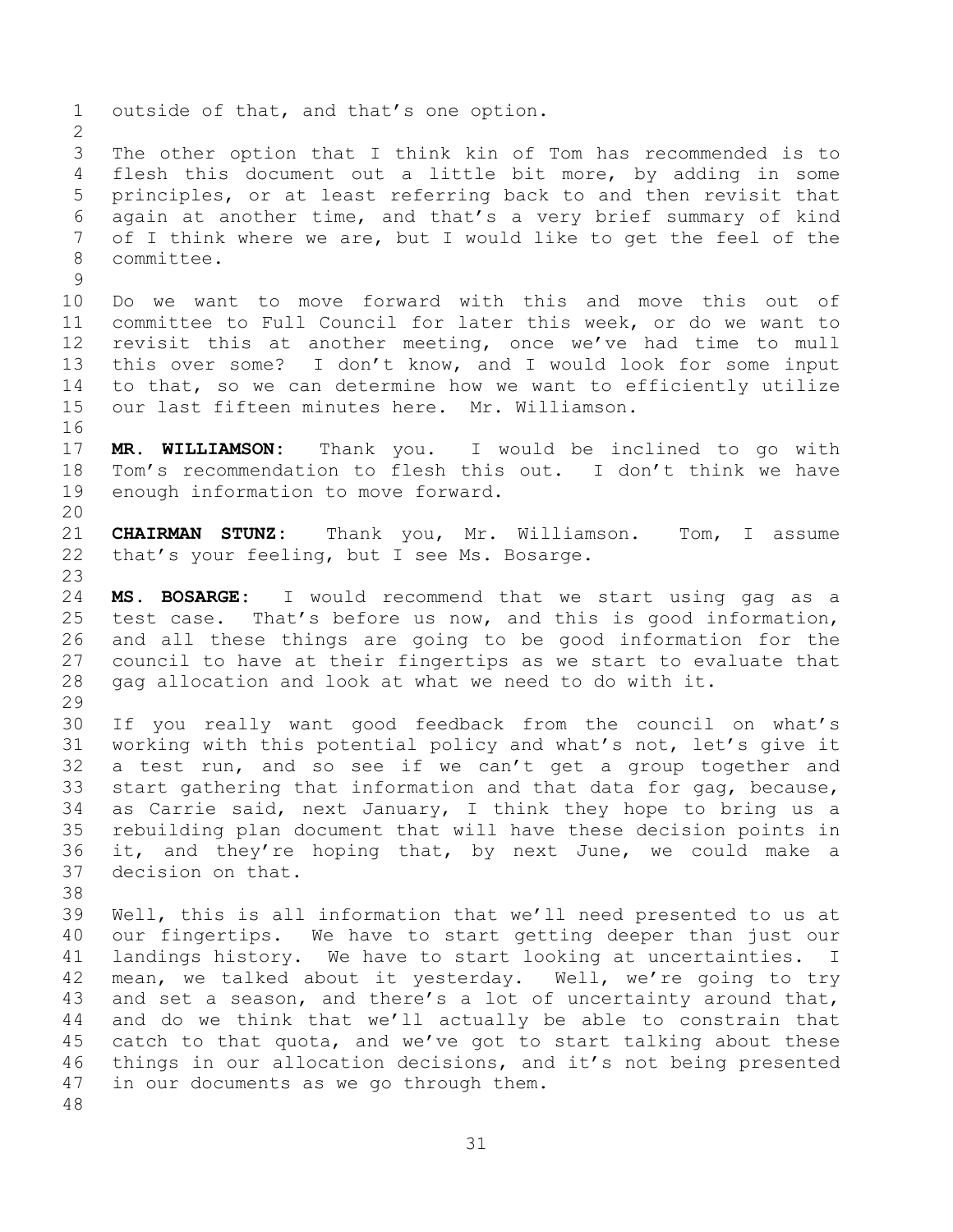outside of that, and that's one option.

The other option that I think kin of Tom has recommended is to flesh this document out a little bit more, by adding in some principles, or at least referring back to and then revisit that again at another time, and that's a very brief summary of kind of I think where we are, but I would like to get the feel of the committee.

Do we want to move forward with this and move this out of committee to Full Council for later this week, or do we want to revisit this at another meeting, once we've had time to mull this over some? I don't know, and I would look for some input to that, so we can determine how we want to efficiently utilize our last fifteen minutes here. Mr. Williamson.

**MR. WILLIAMSON:** Thank you. I would be inclined to go with Tom's recommendation to flesh this out. I don't think we have enough information to move forward.

**CHAIRMAN STUNZ:** Thank you, Mr. Williamson. Tom, I assume that's your feeling, but I see Ms. Bosarge.

**MS. BOSARGE:** I would recommend that we start using gag as a test case. That's before us now, and this is good information, and all these things are going to be good information for the council to have at their fingertips as we start to evaluate that gag allocation and look at what we need to do with it.

If you really want good feedback from the council on what's working with this potential policy and what's not, let's give it a test run, and so see if we can't get a group together and start gathering that information and that data for gag, because, as Carrie said, next January, I think they hope to bring us a rebuilding plan document that will have these decision points in it, and they're hoping that, by next June, we could make a decision on that.

Well, this is all information that we'll need presented to us at our fingertips. We have to start getting deeper than just our landings history. We have to start looking at uncertainties. I mean, we talked about it yesterday. Well, we're going to try and set a season, and there's a lot of uncertainty around that, and do we think that we'll actually be able to constrain that catch to that quota, and we've got to start talking about these things in our allocation decisions, and it's not being presented in our documents as we go through them.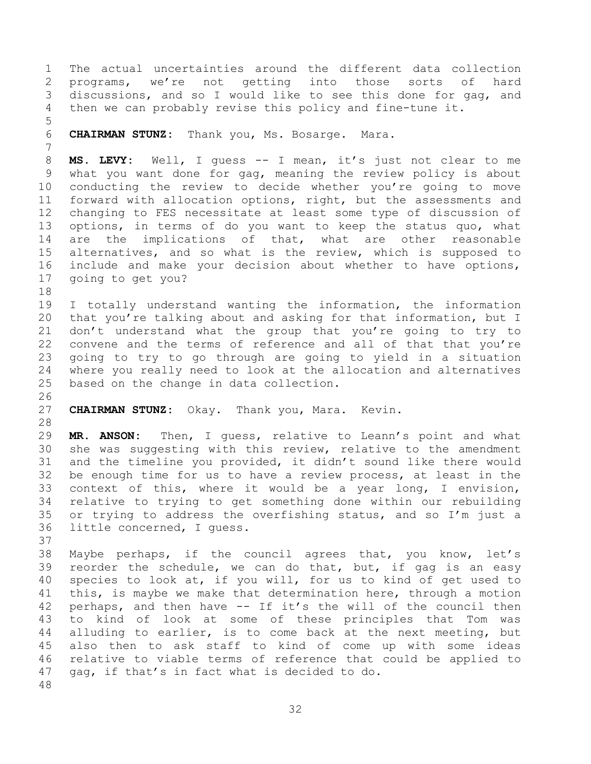The actual uncertainties around the different data collection programs, we're not getting into those sorts of hard discussions, and so I would like to see this done for gag, and then we can probably revise this policy and fine-tune it.

**CHAIRMAN STUNZ:** Thank you, Ms. Bosarge. Mara.

**MS. LEVY:** Well, I guess -- I mean, it's just not clear to me what you want done for gag, meaning the review policy is about conducting the review to decide whether you're going to move forward with allocation options, right, but the assessments and changing to FES necessitate at least some type of discussion of options, in terms of do you want to keep the status quo, what are the implications of that, what are other reasonable alternatives, and so what is the review, which is supposed to include and make your decision about whether to have options, going to get you?

I totally understand wanting the information, the information that you're talking about and asking for that information, but I don't understand what the group that you're going to try to convene and the terms of reference and all of that that you're going to try to go through are going to yield in a situation where you really need to look at the allocation and alternatives based on the change in data collection.

**CHAIRMAN STUNZ:** Okay. Thank you, Mara. Kevin.

**MR. ANSON:** Then, I guess, relative to Leann's point and what she was suggesting with this review, relative to the amendment and the timeline you provided, it didn't sound like there would be enough time for us to have a review process, at least in the context of this, where it would be a year long, I envision, relative to trying to get something done within our rebuilding or trying to address the overfishing status, and so I'm just a little concerned, I guess.

Maybe perhaps, if the council agrees that, you know, let's reorder the schedule, we can do that, but, if gag is an easy species to look at, if you will, for us to kind of get used to this, is maybe we make that determination here, through a motion perhaps, and then have -- If it's the will of the council then to kind of look at some of these principles that Tom was alluding to earlier, is to come back at the next meeting, but also then to ask staff to kind of come up with some ideas relative to viable terms of reference that could be applied to gag, if that's in fact what is decided to do.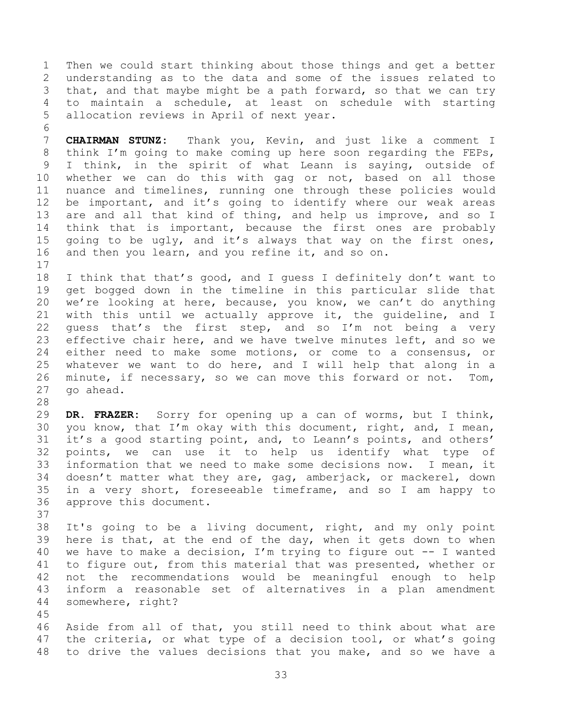Then we could start thinking about those things and get a better understanding as to the data and some of the issues related to that, and that maybe might be a path forward, so that we can try to maintain a schedule, at least on schedule with starting allocation reviews in April of next year.

**CHAIRMAN STUNZ:** Thank you, Kevin, and just like a comment I think I'm going to make coming up here soon regarding the FEPs, I think, in the spirit of what Leann is saying, outside of whether we can do this with gag or not, based on all those nuance and timelines, running one through these policies would be important, and it's going to identify where our weak areas are and all that kind of thing, and help us improve, and so I think that is important, because the first ones are probably going to be ugly, and it's always that way on the first ones, and then you learn, and you refine it, and so on.

I think that that's good, and I guess I definitely don't want to get bogged down in the timeline in this particular slide that we're looking at here, because, you know, we can't do anything with this until we actually approve it, the guideline, and I guess that's the first step, and so I'm not being a very effective chair here, and we have twelve minutes left, and so we either need to make some motions, or come to a consensus, or whatever we want to do here, and I will help that along in a minute, if necessary, so we can move this forward or not. Tom, go ahead.

**DR. FRAZER:** Sorry for opening up a can of worms, but I think, you know, that I'm okay with this document, right, and, I mean, it's a good starting point, and, to Leann's points, and others' points, we can use it to help us identify what type of information that we need to make some decisions now. I mean, it doesn't matter what they are, gag, amberjack, or mackerel, down in a very short, foreseeable timeframe, and so I am happy to approve this document.

It's going to be a living document, right, and my only point here is that, at the end of the day, when it gets down to when we have to make a decision, I'm trying to figure out -- I wanted to figure out, from this material that was presented, whether or not the recommendations would be meaningful enough to help inform a reasonable set of alternatives in a plan amendment somewhere, right?

Aside from all of that, you still need to think about what are the criteria, or what type of a decision tool, or what's going to drive the values decisions that you make, and so we have a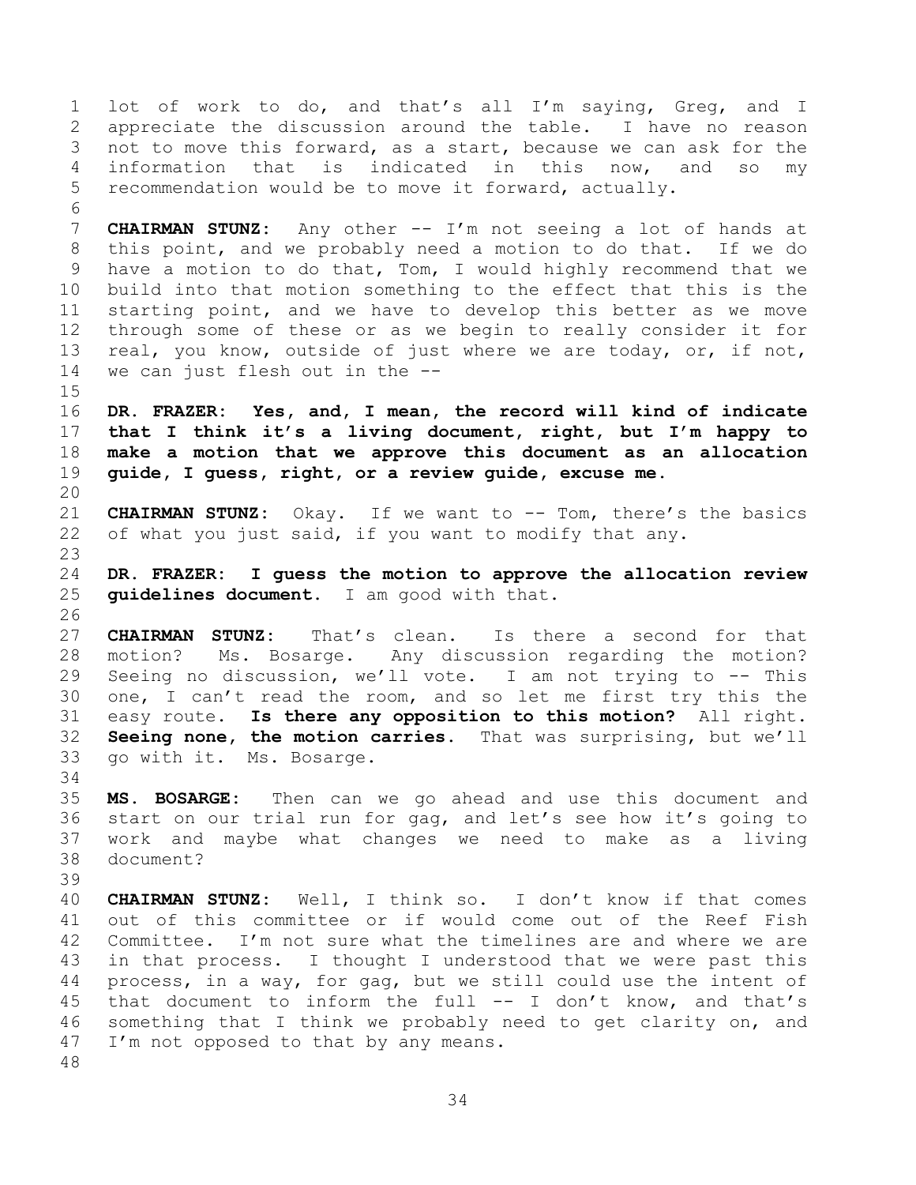lot of work to do, and that's all I'm saying, Greg, and I appreciate the discussion around the table. I have no reason not to move this forward, as a start, because we can ask for the information that is indicated in this now, and so my recommendation would be to move it forward, actually.

**CHAIRMAN STUNZ:** Any other -- I'm not seeing a lot of hands at this point, and we probably need a motion to do that. If we do have a motion to do that, Tom, I would highly recommend that we build into that motion something to the effect that this is the starting point, and we have to develop this better as we move through some of these or as we begin to really consider it for real, you know, outside of just where we are today, or, if not, we can just flesh out in the --

**DR. FRAZER: Yes, and, I mean, the record will kind of indicate that I think it's a living document, right, but I'm happy to make a motion that we approve this document as an allocation guide, I guess, right, or a review guide, excuse me.**

**CHAIRMAN STUNZ:** Okay. If we want to -- Tom, there's the basics of what you just said, if you want to modify that any.

**DR. FRAZER: I guess the motion to approve the allocation review guidelines document.** I am good with that.

**CHAIRMAN STUNZ:** That's clean. Is there a second for that motion? Ms. Bosarge. Any discussion regarding the motion? Seeing no discussion, we'll vote. I am not trying to -- This one, I can't read the room, and so let me first try this the easy route. **Is there any opposition to this motion?** All right. **Seeing none, the motion carries.** That was surprising, but we'll go with it. Ms. Bosarge.

**MS. BOSARGE:** Then can we go ahead and use this document and start on our trial run for gag, and let's see how it's going to work and maybe what changes we need to make as a living document?

**CHAIRMAN STUNZ:** Well, I think so. I don't know if that comes out of this committee or if would come out of the Reef Fish Committee. I'm not sure what the timelines are and where we are in that process. I thought I understood that we were past this process, in a way, for gag, but we still could use the intent of that document to inform the full -- I don't know, and that's something that I think we probably need to get clarity on, and I'm not opposed to that by any means.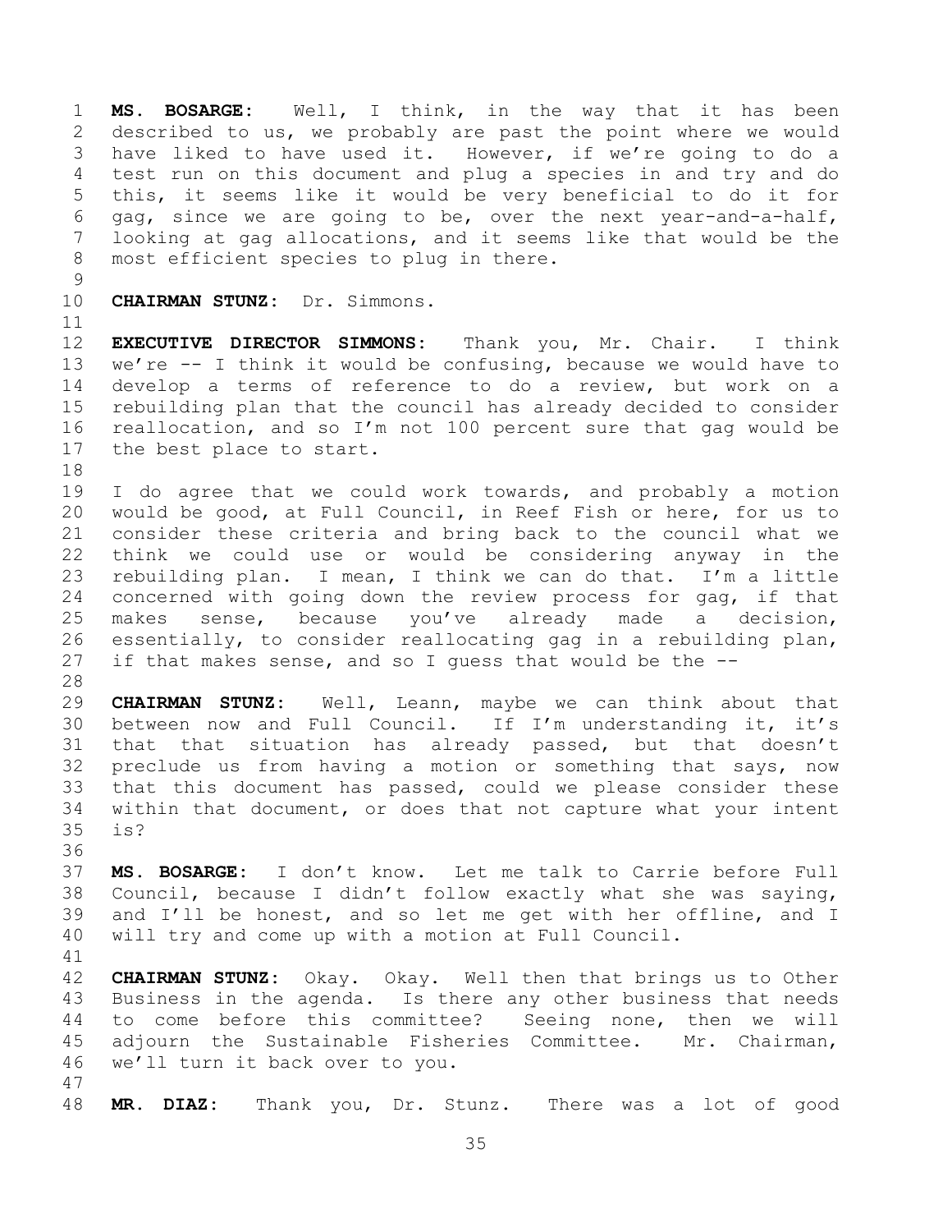**MS. BOSARGE:** Well, I think, in the way that it has been described to us, we probably are past the point where we would have liked to have used it. However, if we're going to do a test run on this document and plug a species in and try and do this, it seems like it would be very beneficial to do it for gag, since we are going to be, over the next year-and-a-half, looking at gag allocations, and it seems like that would be the most efficient species to plug in there.

**CHAIRMAN STUNZ:** Dr. Simmons.

**EXECUTIVE DIRECTOR SIMMONS:** Thank you, Mr. Chair. I think we're -- I think it would be confusing, because we would have to develop a terms of reference to do a review, but work on a rebuilding plan that the council has already decided to consider reallocation, and so I'm not 100 percent sure that gag would be the best place to start.

I do agree that we could work towards, and probably a motion would be good, at Full Council, in Reef Fish or here, for us to consider these criteria and bring back to the council what we think we could use or would be considering anyway in the rebuilding plan. I mean, I think we can do that. I'm a little concerned with going down the review process for gag, if that makes sense, because you've already made a decision, essentially, to consider reallocating gag in a rebuilding plan, if that makes sense, and so I guess that would be the --

**CHAIRMAN STUNZ:** Well, Leann, maybe we can think about that between now and Full Council. If I'm understanding it, it's that that situation has already passed, but that doesn't preclude us from having a motion or something that says, now that this document has passed, could we please consider these within that document, or does that not capture what your intent is?

**MS. BOSARGE:** I don't know. Let me talk to Carrie before Full Council, because I didn't follow exactly what she was saying, and I'll be honest, and so let me get with her offline, and I will try and come up with a motion at Full Council.

**CHAIRMAN STUNZ:** Okay. Okay. Well then that brings us to Other Business in the agenda. Is there any other business that needs to come before this committee? Seeing none, then we will adjourn the Sustainable Fisheries Committee. Mr. Chairman, we'll turn it back over to you.

**MR. DIAZ:** Thank you, Dr. Stunz. There was a lot of good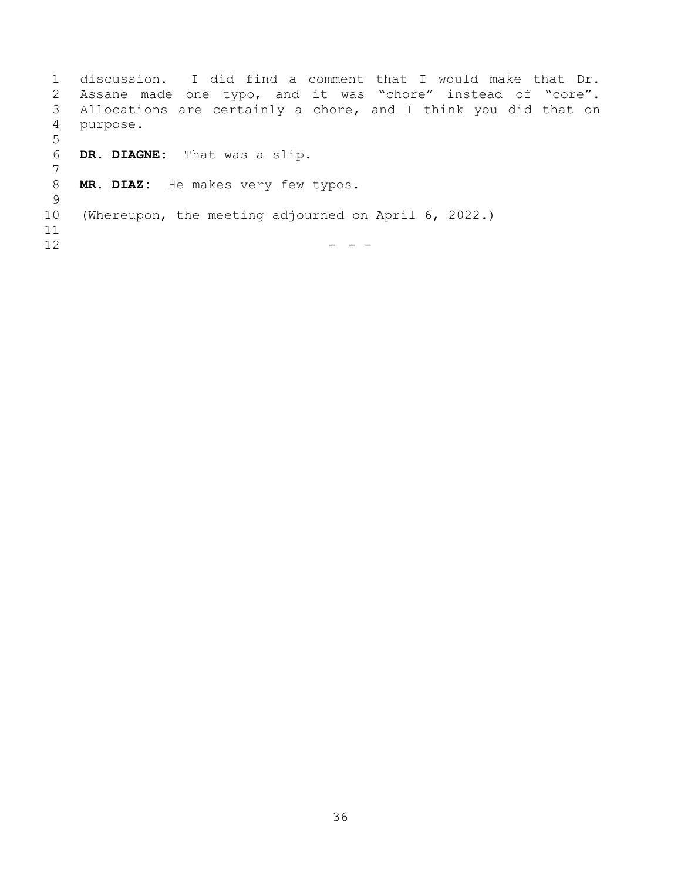discussion. I did find a comment that I would make that Dr. Assane made one typo, and it was "chore" instead of "core". Allocations are certainly a chore, and I think you did that on purpose.

**DR. DIAGNE:** That was a slip.

**MR. DIAZ:** He makes very few typos.

(Whereupon, the meeting adjourned on April 6, 2022.)

\- - -